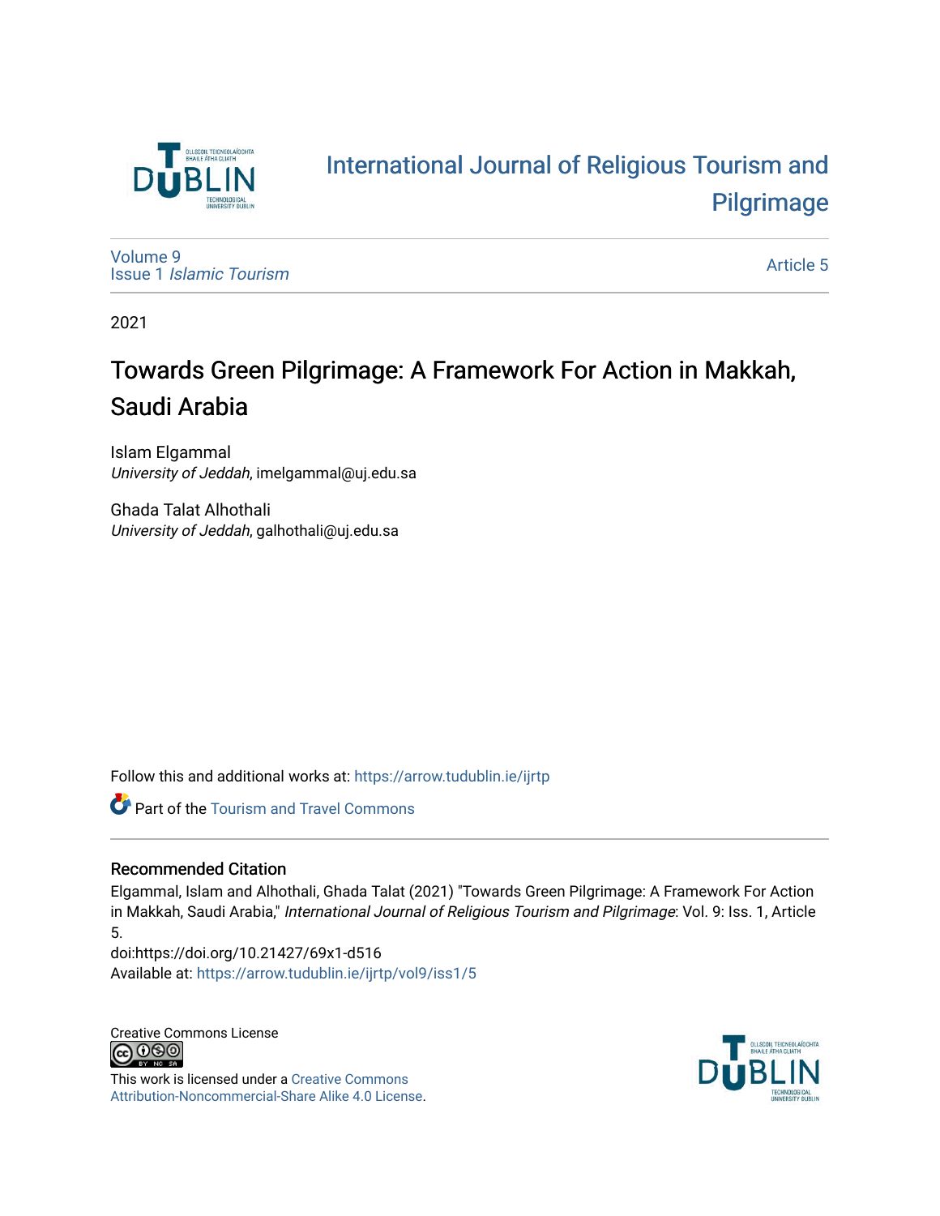# International Journal of Religious Tourism and Pilgrimage

Volume 9
Issue 1 *Islamic Tourism*

Article 5

2021

## Towards Green Pilgrimage: A Framework For Action in Makkah, Saudi Arabia

Islam Elgammal
*University of Jeddah*, imelgammal@uj.edu.sa

Ghada Talat Alhothali
*University of Jeddah*, galhothali@uj.edu.sa

Follow this and additional works at: https://arrow.tudublin.ie/ijrtp

Part of the Tourism and Travel Commons

### Recommended Citation

Elgammal, Islam and Alhothali, Ghada Talat (2021) "Towards Green Pilgrimage: A Framework For Action in Makkah, Saudi Arabia," *International Journal of Religious Tourism and Pilgrimage*: Vol. 9: Iss. 1, Article 5.
doi:https://doi.org/10.21427/69x1-d516
Available at: https://arrow.tudublin.ie/ijrtp/vol9/iss1/5

Creative Commons License

This work is licensed under a Creative Commons Attribution-Noncommercial-Share Alike 4.0 License.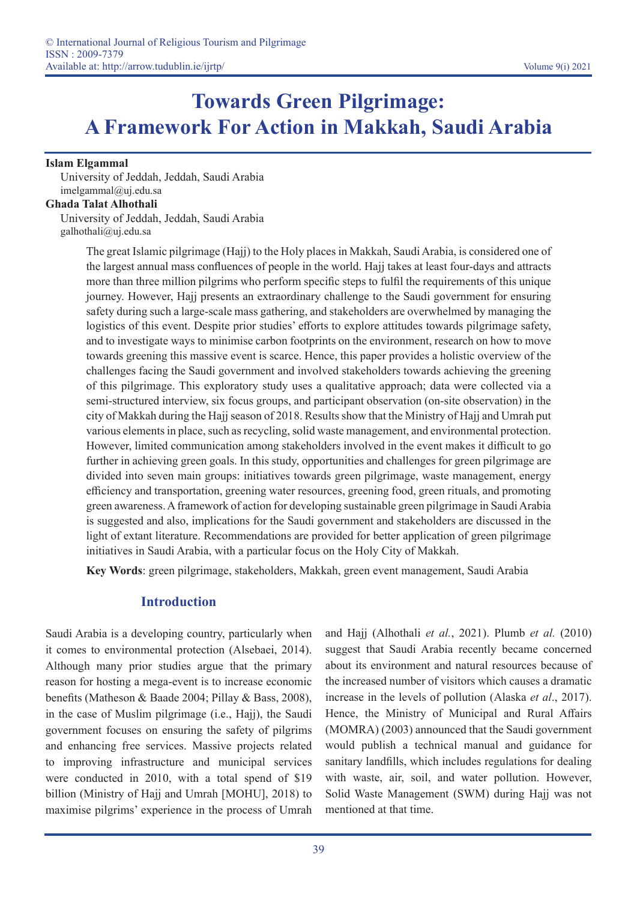# Towards Green Pilgrimage: A Framework For Action in Makkah, Saudi Arabia

**Islam Elgammal**
University of Jeddah, Jeddah, Saudi Arabia
imelgammal@uj.edu.sa

**Ghada Talat Alhothali**
University of Jeddah, Jeddah, Saudi Arabia
galhothali@uj.edu.sa

The great Islamic pilgrimage (Hajj) to the Holy places in Makkah, Saudi Arabia, is considered one of the largest annual mass confluences of people in the world. Hajj takes at least four-days and attracts more than three million pilgrims who perform specific steps to fulfil the requirements of this unique journey. However, Hajj presents an extraordinary challenge to the Saudi government for ensuring safety during such a large-scale mass gathering, and stakeholders are overwhelmed by managing the logistics of this event. Despite prior studies' efforts to explore attitudes towards pilgrimage safety, and to investigate ways to minimise carbon footprints on the environment, research on how to move towards greening this massive event is scarce. Hence, this paper provides a holistic overview of the challenges facing the Saudi government and involved stakeholders towards achieving the greening of this pilgrimage. This exploratory study uses a qualitative approach; data were collected via a semi-structured interview, six focus groups, and participant observation (on-site observation) in the city of Makkah during the Hajj season of 2018. Results show that the Ministry of Hajj and Umrah put various elements in place, such as recycling, solid waste management, and environmental protection. However, limited communication among stakeholders involved in the event makes it difficult to go further in achieving green goals. In this study, opportunities and challenges for green pilgrimage are divided into seven main groups: initiatives towards green pilgrimage, waste management, energy efficiency and transportation, greening water resources, greening food, green rituals, and promoting green awareness. A framework of action for developing sustainable green pilgrimage in Saudi Arabia is suggested and also, implications for the Saudi government and stakeholders are discussed in the light of extant literature. Recommendations are provided for better application of green pilgrimage initiatives in Saudi Arabia, with a particular focus on the Holy City of Makkah.

**Key Words**: green pilgrimage, stakeholders, Makkah, green event management, Saudi Arabia

## Introduction

Saudi Arabia is a developing country, particularly when it comes to environmental protection (Alsebaei, 2014). Although many prior studies argue that the primary reason for hosting a mega-event is to increase economic benefits (Matheson & Baade 2004; Pillay & Bass, 2008), in the case of Muslim pilgrimage (i.e., Hajj), the Saudi government focuses on ensuring the safety of pilgrims and enhancing free services. Massive projects related to improving infrastructure and municipal services were conducted in 2010, with a total spend of $19 billion (Ministry of Hajj and Umrah [MOHU], 2018) to maximise pilgrims' experience in the process of Umrah and Hajj (Alhothali *et al.*, 2021). Plumb *et al.* (2010) suggest that Saudi Arabia recently became concerned about its environment and natural resources because of the increased number of visitors which causes a dramatic increase in the levels of pollution (Alaska *et al*., 2017). Hence, the Ministry of Municipal and Rural Affairs (MOMRA) (2003) announced that the Saudi government would publish a technical manual and guidance for sanitary landfills, which includes regulations for dealing with waste, air, soil, and water pollution. However, Solid Waste Management (SWM) during Hajj was not mentioned at that time.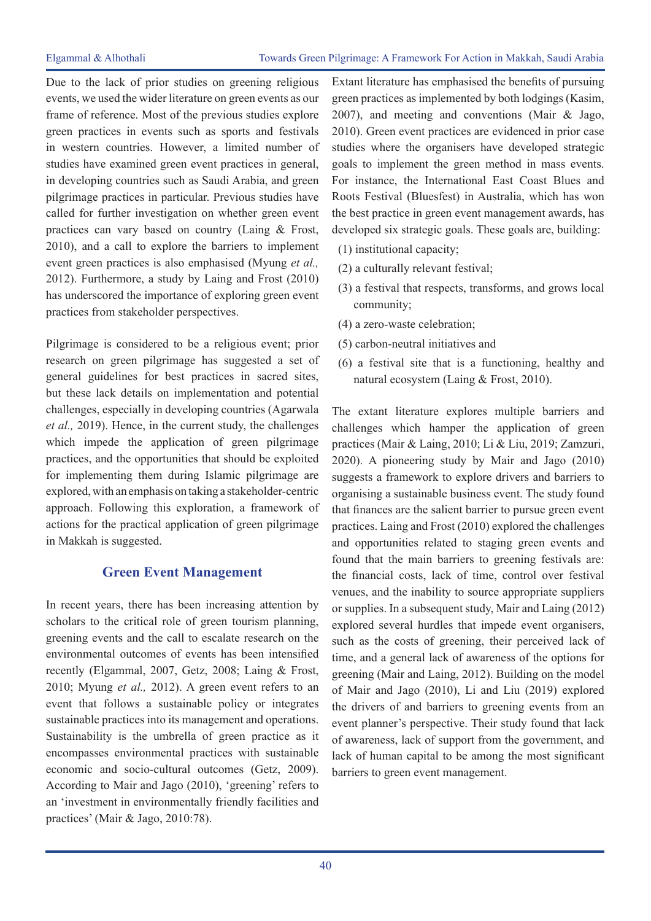Due to the lack of prior studies on greening religious events, we used the wider literature on green events as our frame of reference. Most of the previous studies explore green practices in events such as sports and festivals in western countries. However, a limited number of studies have examined green event practices in general, in developing countries such as Saudi Arabia, and green pilgrimage practices in particular. Previous studies have called for further investigation on whether green event practices can vary based on country (Laing & Frost, 2010), and a call to explore the barriers to implement event green practices is also emphasised (Myung *et al.,* 2012). Furthermore, a study by Laing and Frost (2010) has underscored the importance of exploring green event practices from stakeholder perspectives.

Pilgrimage is considered to be a religious event; prior research on green pilgrimage has suggested a set of general guidelines for best practices in sacred sites, but these lack details on implementation and potential challenges, especially in developing countries (Agarwala *et al.,* 2019). Hence, in the current study, the challenges which impede the application of green pilgrimage practices, and the opportunities that should be exploited for implementing them during Islamic pilgrimage are explored, with an emphasis on taking a stakeholder-centric approach. Following this exploration, a framework of actions for the practical application of green pilgrimage in Makkah is suggested.

## Green Event Management

In recent years, there has been increasing attention by scholars to the critical role of green tourism planning, greening events and the call to escalate research on the environmental outcomes of events has been intensified recently (Elgammal, 2007, Getz, 2008; Laing & Frost, 2010; Myung *et al.,* 2012). A green event refers to an event that follows a sustainable policy or integrates sustainable practices into its management and operations. Sustainability is the umbrella of green practice as it encompasses environmental practices with sustainable economic and socio-cultural outcomes (Getz, 2009). According to Mair and Jago (2010), 'greening' refers to an 'investment in environmentally friendly facilities and practices' (Mair & Jago, 2010:78).

Extant literature has emphasised the benefits of pursuing green practices as implemented by both lodgings (Kasim, 2007), and meeting and conventions (Mair & Jago, 2010). Green event practices are evidenced in prior case studies where the organisers have developed strategic goals to implement the green method in mass events. For instance, the International East Coast Blues and Roots Festival (Bluesfest) in Australia, which has won the best practice in green event management awards, has developed six strategic goals. These goals are, building:

(1) institutional capacity;

(2) a culturally relevant festival;

(3) a festival that respects, transforms, and grows local community;

(4) a zero-waste celebration;

(5) carbon-neutral initiatives and

(6) a festival site that is a functioning, healthy and natural ecosystem (Laing & Frost, 2010).

The extant literature explores multiple barriers and challenges which hamper the application of green practices (Mair & Laing, 2010; Li & Liu, 2019; Zamzuri, 2020). A pioneering study by Mair and Jago (2010) suggests a framework to explore drivers and barriers to organising a sustainable business event. The study found that finances are the salient barrier to pursue green event practices. Laing and Frost (2010) explored the challenges and opportunities related to staging green events and found that the main barriers to greening festivals are: the financial costs, lack of time, control over festival venues, and the inability to source appropriate suppliers or supplies. In a subsequent study, Mair and Laing (2012) explored several hurdles that impede event organisers, such as the costs of greening, their perceived lack of time, and a general lack of awareness of the options for greening (Mair and Laing, 2012). Building on the model of Mair and Jago (2010), Li and Liu (2019) explored the drivers of and barriers to greening events from an event planner's perspective. Their study found that lack of awareness, lack of support from the government, and lack of human capital to be among the most significant barriers to green event management.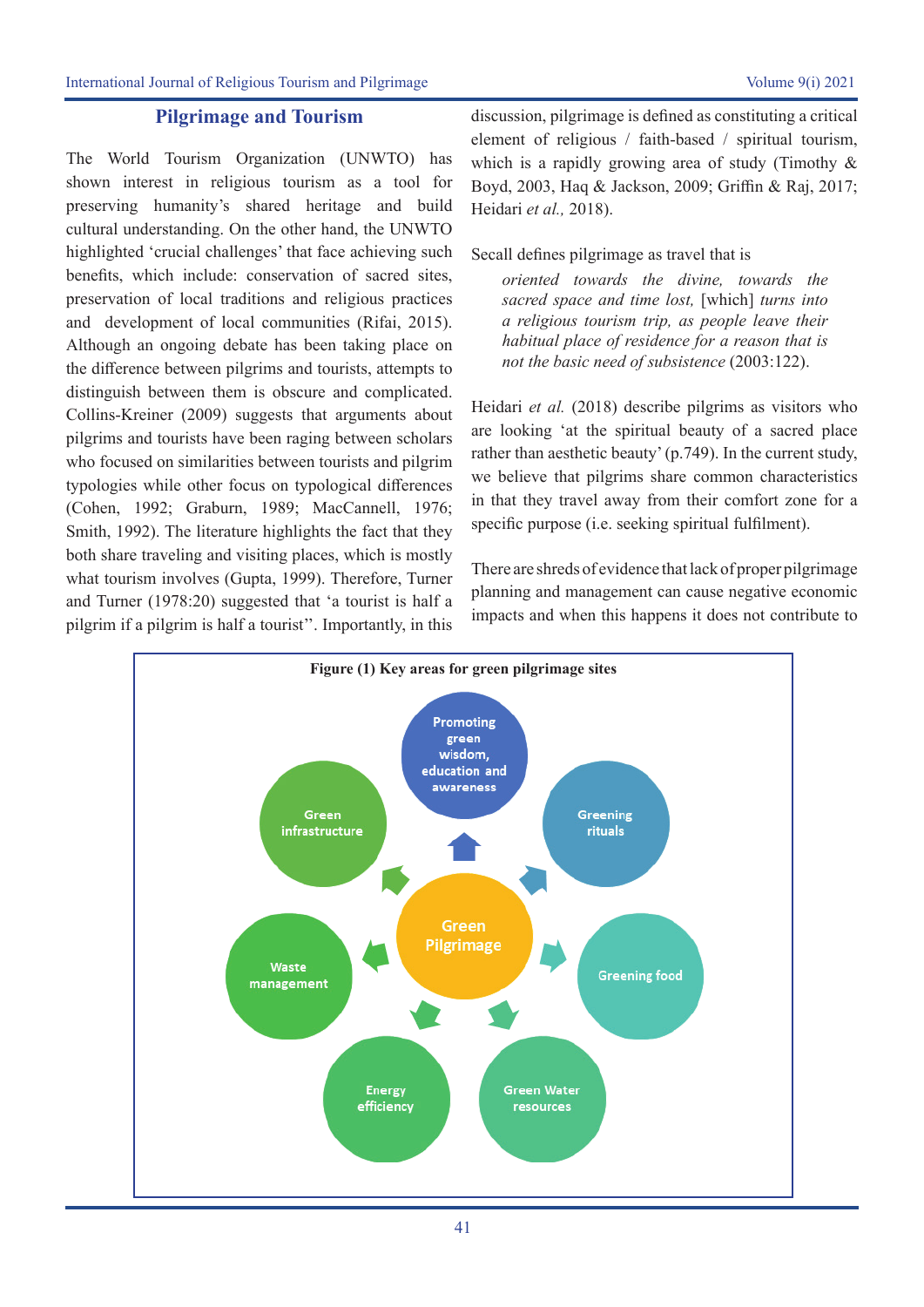## Pilgrimage and Tourism

The World Tourism Organization (UNWTO) has shown interest in religious tourism as a tool for preserving humanity's shared heritage and build cultural understanding. On the other hand, the UNWTO highlighted 'crucial challenges' that face achieving such benefits, which include: conservation of sacred sites, preservation of local traditions and religious practices and development of local communities (Rifai, 2015). Although an ongoing debate has been taking place on the difference between pilgrims and tourists, attempts to distinguish between them is obscure and complicated. Collins-Kreiner (2009) suggests that arguments about pilgrims and tourists have been raging between scholars who focused on similarities between tourists and pilgrim typologies while other focus on typological differences (Cohen, 1992; Graburn, 1989; MacCannell, 1976; Smith, 1992). The literature highlights the fact that they both share traveling and visiting places, which is mostly what tourism involves (Gupta, 1999). Therefore, Turner and Turner (1978:20) suggested that 'a tourist is half a pilgrim if a pilgrim is half a tourist''. Importantly, in this discussion, pilgrimage is defined as constituting a critical element of religious / faith-based / spiritual tourism, which is a rapidly growing area of study (Timothy & Boyd, 2003, Haq & Jackson, 2009; Griffin & Raj, 2017; Heidari *et al.,* 2018).

Secall defines pilgrimage as travel that is

> *oriented towards the divine, towards the sacred space and time lost,* [which] *turns into a religious tourism trip, as people leave their habitual place of residence for a reason that is not the basic need of subsistence* (2003:122).

Heidari *et al.* (2018) describe pilgrims as visitors who are looking 'at the spiritual beauty of a sacred place rather than aesthetic beauty' (p.749). In the current study, we believe that pilgrims share common characteristics in that they travel away from their comfort zone for a specific purpose (i.e. seeking spiritual fulfilment).

There are shreds of evidence that lack of proper pilgrimage planning and management can cause negative economic impacts and when this happens it does not contribute to

**Figure (1) Key areas for green pilgrimage sites**

Green Pilgrimage:
- Promoting green wisdom, education and awareness
- Greening rituals
- Greening food
- Green Water resources
- Energy efficiency
- Waste management
- Green infrastructure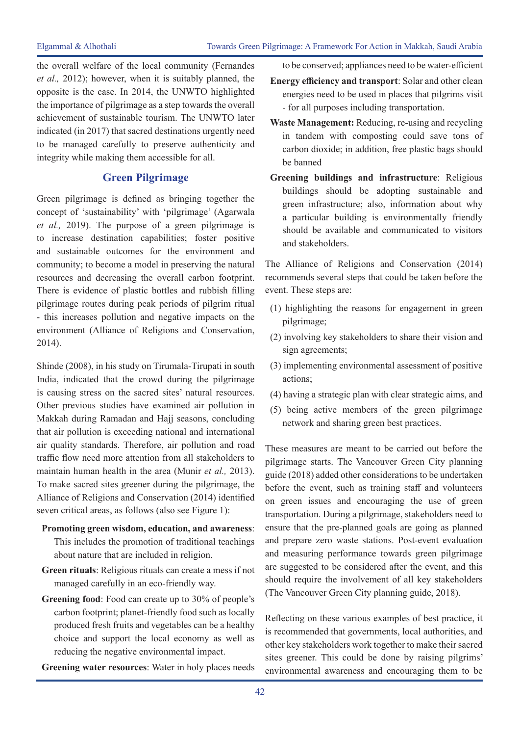the overall welfare of the local community (Fernandes *et al.,* 2012); however, when it is suitably planned, the opposite is the case. In 2014, the UNWTO highlighted the importance of pilgrimage as a step towards the overall achievement of sustainable tourism. The UNWTO later indicated (in 2017) that sacred destinations urgently need to be managed carefully to preserve authenticity and integrity while making them accessible for all.

## Green Pilgrimage

Green pilgrimage is defined as bringing together the concept of 'sustainability' with 'pilgrimage' (Agarwala *et al.,* 2019). The purpose of a green pilgrimage is to increase destination capabilities; foster positive and sustainable outcomes for the environment and community; to become a model in preserving the natural resources and decreasing the overall carbon footprint. There is evidence of plastic bottles and rubbish filling pilgrimage routes during peak periods of pilgrim ritual - this increases pollution and negative impacts on the environment (Alliance of Religions and Conservation, 2014).

Shinde (2008), in his study on Tirumala-Tirupati in south India, indicated that the crowd during the pilgrimage is causing stress on the sacred sites' natural resources. Other previous studies have examined air pollution in Makkah during Ramadan and Hajj seasons, concluding that air pollution is exceeding national and international air quality standards. Therefore, air pollution and road traffic flow need more attention from all stakeholders to maintain human health in the area (Munir *et al.,* 2013). To make sacred sites greener during the pilgrimage, the Alliance of Religions and Conservation (2014) identified seven critical areas, as follows (also see Figure 1):

**Promoting green wisdom, education, and awareness**: This includes the promotion of traditional teachings about nature that are included in religion.

**Green rituals**: Religious rituals can create a mess if not managed carefully in an eco-friendly way.

**Greening food**: Food can create up to 30% of people's carbon footprint; planet-friendly food such as locally produced fresh fruits and vegetables can be a healthy choice and support the local economy as well as reducing the negative environmental impact.

**Greening water resources**: Water in holy places needs to be conserved; appliances need to be water-efficient

**Energy efficiency and transport**: Solar and other clean energies need to be used in places that pilgrims visit - for all purposes including transportation.

**Waste Management:** Reducing, re-using and recycling in tandem with composting could save tons of carbon dioxide; in addition, free plastic bags should be banned

**Greening buildings and infrastructure**: Religious buildings should be adopting sustainable and green infrastructure; also, information about why a particular building is environmentally friendly should be available and communicated to visitors and stakeholders.

The Alliance of Religions and Conservation (2014) recommends several steps that could be taken before the event. These steps are:

(1) highlighting the reasons for engagement in green pilgrimage;

(2) involving key stakeholders to share their vision and sign agreements;

(3) implementing environmental assessment of positive actions;

(4) having a strategic plan with clear strategic aims, and

(5) being active members of the green pilgrimage network and sharing green best practices.

These measures are meant to be carried out before the pilgrimage starts. The Vancouver Green City planning guide (2018) added other considerations to be undertaken before the event, such as training staff and volunteers on green issues and encouraging the use of green transportation. During a pilgrimage, stakeholders need to ensure that the pre-planned goals are going as planned and prepare zero waste stations. Post-event evaluation and measuring performance towards green pilgrimage are suggested to be considered after the event, and this should require the involvement of all key stakeholders (The Vancouver Green City planning guide, 2018).

Reflecting on these various examples of best practice, it is recommended that governments, local authorities, and other key stakeholders work together to make their sacred sites greener. This could be done by raising pilgrims' environmental awareness and encouraging them to be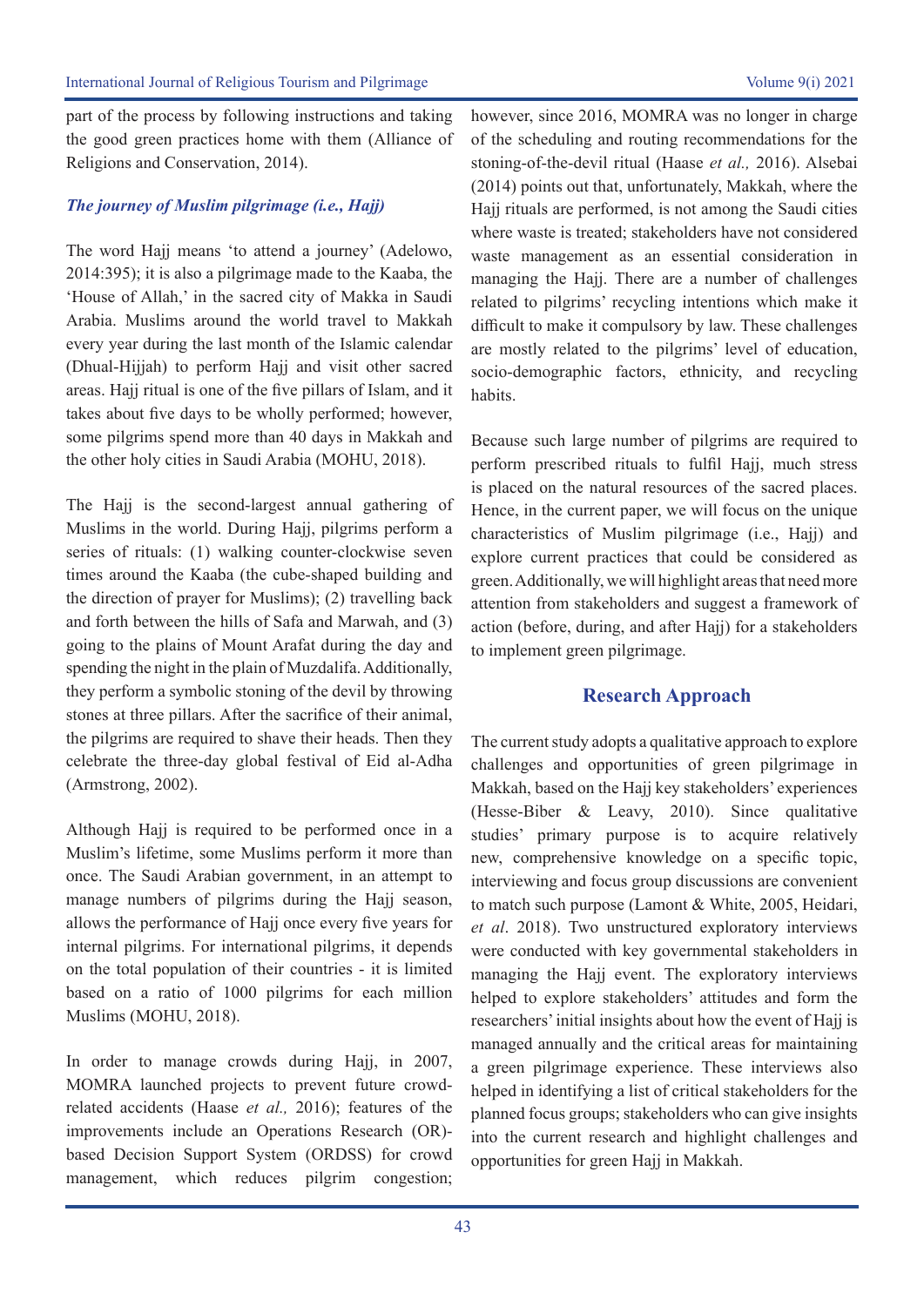part of the process by following instructions and taking the good green practices home with them (Alliance of Religions and Conservation, 2014).

### *The journey of Muslim pilgrimage (i.e., Hajj)*

The word Hajj means 'to attend a journey' (Adelowo, 2014:395); it is also a pilgrimage made to the Kaaba, the 'House of Allah,' in the sacred city of Makka in Saudi Arabia. Muslims around the world travel to Makkah every year during the last month of the Islamic calendar (Dhual-Hijjah) to perform Hajj and visit other sacred areas. Hajj ritual is one of the five pillars of Islam, and it takes about five days to be wholly performed; however, some pilgrims spend more than 40 days in Makkah and the other holy cities in Saudi Arabia (MOHU, 2018).

The Hajj is the second-largest annual gathering of Muslims in the world. During Hajj, pilgrims perform a series of rituals: (1) walking counter-clockwise seven times around the Kaaba (the cube-shaped building and the direction of prayer for Muslims); (2) travelling back and forth between the hills of Safa and Marwah, and (3) going to the plains of Mount Arafat during the day and spending the night in the plain of Muzdalifa. Additionally, they perform a symbolic stoning of the devil by throwing stones at three pillars. After the sacrifice of their animal, the pilgrims are required to shave their heads. Then they celebrate the three-day global festival of Eid al-Adha (Armstrong, 2002).

Although Hajj is required to be performed once in a Muslim's lifetime, some Muslims perform it more than once. The Saudi Arabian government, in an attempt to manage numbers of pilgrims during the Hajj season, allows the performance of Hajj once every five years for internal pilgrims. For international pilgrims, it depends on the total population of their countries - it is limited based on a ratio of 1000 pilgrims for each million Muslims (MOHU, 2018).

In order to manage crowds during Hajj, in 2007, MOMRA launched projects to prevent future crowd-related accidents (Haase *et al.,* 2016); features of the improvements include an Operations Research (OR)-based Decision Support System (ORDSS) for crowd management, which reduces pilgrim congestion; however, since 2016, MOMRA was no longer in charge of the scheduling and routing recommendations for the stoning-of-the-devil ritual (Haase *et al.,* 2016). Alsebai (2014) points out that, unfortunately, Makkah, where the Hajj rituals are performed, is not among the Saudi cities where waste is treated; stakeholders have not considered waste management as an essential consideration in managing the Hajj. There are a number of challenges related to pilgrims' recycling intentions which make it difficult to make it compulsory by law. These challenges are mostly related to the pilgrims' level of education, socio-demographic factors, ethnicity, and recycling habits.

Because such large number of pilgrims are required to perform prescribed rituals to fulfil Hajj, much stress is placed on the natural resources of the sacred places. Hence, in the current paper, we will focus on the unique characteristics of Muslim pilgrimage (i.e., Hajj) and explore current practices that could be considered as green. Additionally, we will highlight areas that need more attention from stakeholders and suggest a framework of action (before, during, and after Hajj) for a stakeholders to implement green pilgrimage.

## Research Approach

The current study adopts a qualitative approach to explore challenges and opportunities of green pilgrimage in Makkah, based on the Hajj key stakeholders' experiences (Hesse-Biber & Leavy, 2010). Since qualitative studies' primary purpose is to acquire relatively new, comprehensive knowledge on a specific topic, interviewing and focus group discussions are convenient to match such purpose (Lamont & White, 2005, Heidari, *et al*. 2018). Two unstructured exploratory interviews were conducted with key governmental stakeholders in managing the Hajj event. The exploratory interviews helped to explore stakeholders' attitudes and form the researchers' initial insights about how the event of Hajj is managed annually and the critical areas for maintaining a green pilgrimage experience. These interviews also helped in identifying a list of critical stakeholders for the planned focus groups; stakeholders who can give insights into the current research and highlight challenges and opportunities for green Hajj in Makkah.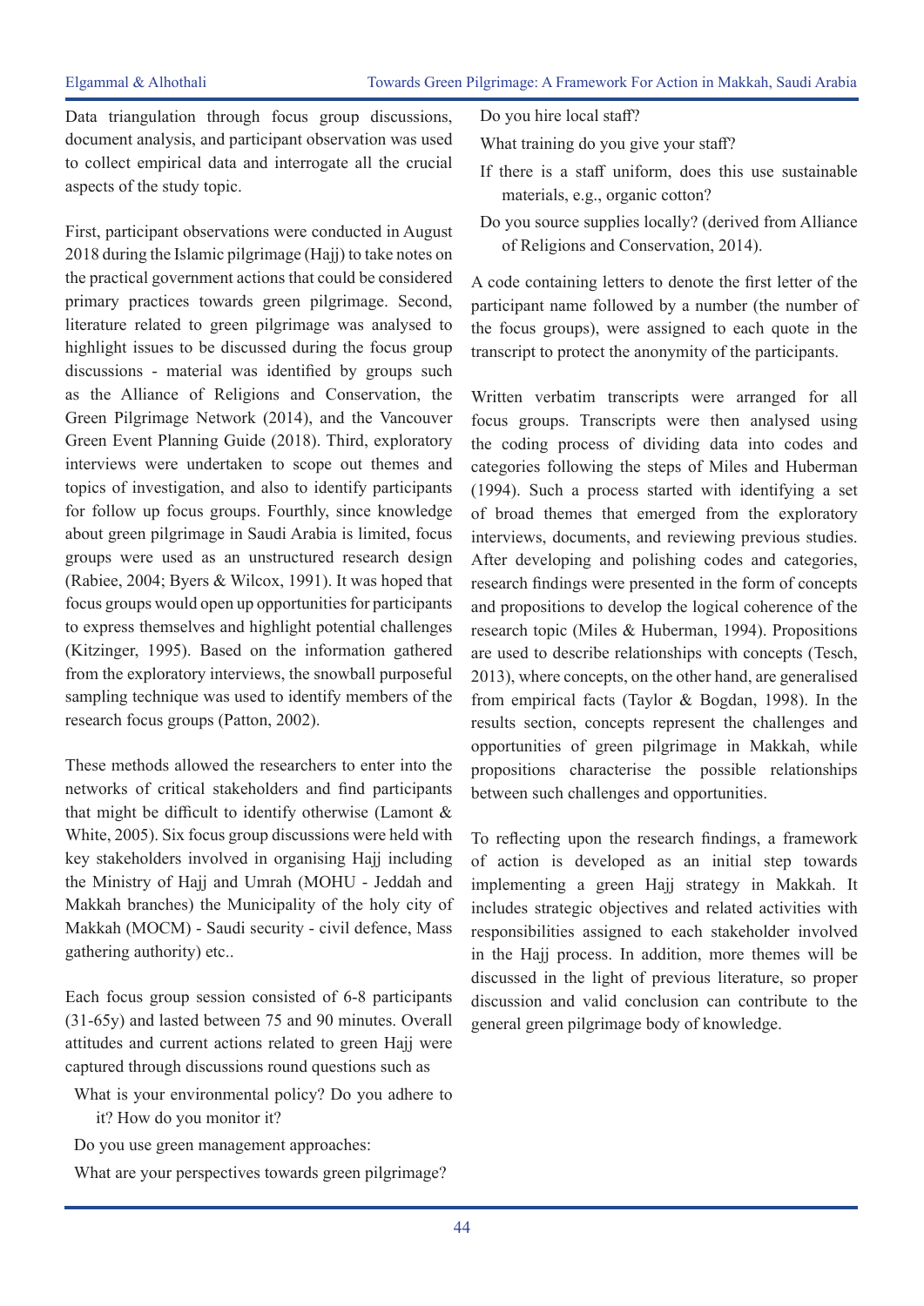Data triangulation through focus group discussions, document analysis, and participant observation was used to collect empirical data and interrogate all the crucial aspects of the study topic.

First, participant observations were conducted in August 2018 during the Islamic pilgrimage (Hajj) to take notes on the practical government actions that could be considered primary practices towards green pilgrimage. Second, literature related to green pilgrimage was analysed to highlight issues to be discussed during the focus group discussions - material was identified by groups such as the Alliance of Religions and Conservation, the Green Pilgrimage Network (2014), and the Vancouver Green Event Planning Guide (2018). Third, exploratory interviews were undertaken to scope out themes and topics of investigation, and also to identify participants for follow up focus groups. Fourthly, since knowledge about green pilgrimage in Saudi Arabia is limited, focus groups were used as an unstructured research design (Rabiee, 2004; Byers & Wilcox, 1991). It was hoped that focus groups would open up opportunities for participants to express themselves and highlight potential challenges (Kitzinger, 1995). Based on the information gathered from the exploratory interviews, the snowball purposeful sampling technique was used to identify members of the research focus groups (Patton, 2002).

These methods allowed the researchers to enter into the networks of critical stakeholders and find participants that might be difficult to identify otherwise (Lamont & White, 2005). Six focus group discussions were held with key stakeholders involved in organising Hajj including the Ministry of Hajj and Umrah (MOHU - Jeddah and Makkah branches) the Municipality of the holy city of Makkah (MOCM) - Saudi security - civil defence, Mass gathering authority) etc..

Each focus group session consisted of 6-8 participants (31-65y) and lasted between 75 and 90 minutes. Overall attitudes and current actions related to green Hajj were captured through discussions round questions such as

What is your environmental policy? Do you adhere to it? How do you monitor it?

Do you use green management approaches:

What are your perspectives towards green pilgrimage?

Do you hire local staff?

What training do you give your staff?

If there is a staff uniform, does this use sustainable materials, e.g., organic cotton?

Do you source supplies locally? (derived from Alliance of Religions and Conservation, 2014).

A code containing letters to denote the first letter of the participant name followed by a number (the number of the focus groups), were assigned to each quote in the transcript to protect the anonymity of the participants.

Written verbatim transcripts were arranged for all focus groups. Transcripts were then analysed using the coding process of dividing data into codes and categories following the steps of Miles and Huberman (1994). Such a process started with identifying a set of broad themes that emerged from the exploratory interviews, documents, and reviewing previous studies. After developing and polishing codes and categories, research findings were presented in the form of concepts and propositions to develop the logical coherence of the research topic (Miles & Huberman, 1994). Propositions are used to describe relationships with concepts (Tesch, 2013), where concepts, on the other hand, are generalised from empirical facts (Taylor & Bogdan, 1998). In the results section, concepts represent the challenges and opportunities of green pilgrimage in Makkah, while propositions characterise the possible relationships between such challenges and opportunities.

To reflecting upon the research findings, a framework of action is developed as an initial step towards implementing a green Hajj strategy in Makkah. It includes strategic objectives and related activities with responsibilities assigned to each stakeholder involved in the Hajj process. In addition, more themes will be discussed in the light of previous literature, so proper discussion and valid conclusion can contribute to the general green pilgrimage body of knowledge.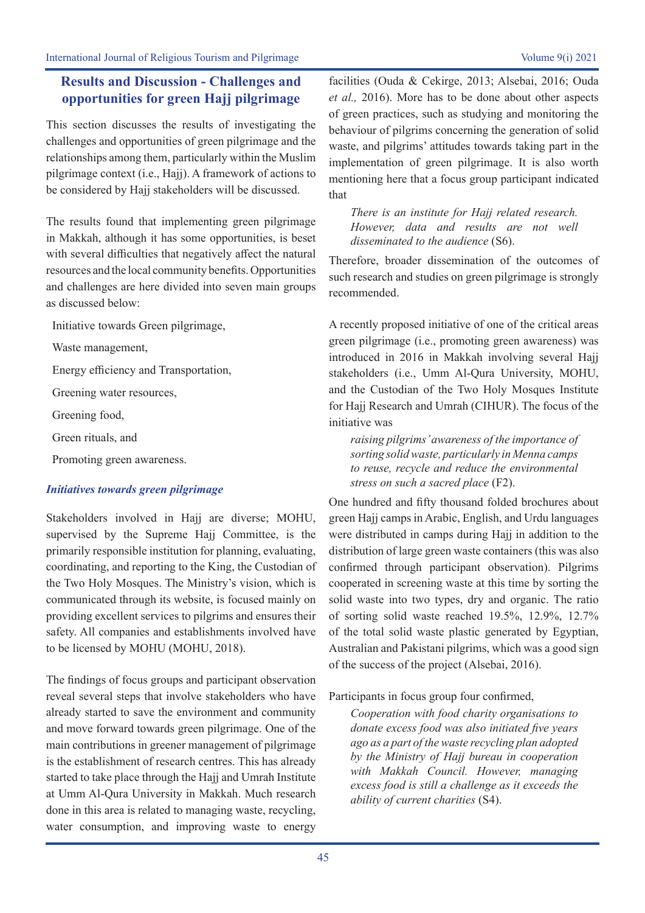## Results and Discussion - Challenges and opportunities for green Hajj pilgrimage

This section discusses the results of investigating the challenges and opportunities of green pilgrimage and the relationships among them, particularly within the Muslim pilgrimage context (i.e., Hajj). A framework of actions to be considered by Hajj stakeholders will be discussed.

The results found that implementing green pilgrimage in Makkah, although it has some opportunities, is beset with several difficulties that negatively affect the natural resources and the local community benefits. Opportunities and challenges are here divided into seven main groups as discussed below:

- Initiative towards Green pilgrimage,
- Waste management,
- Energy efficiency and Transportation,
- Greening water resources,
- Greening food,
- Green rituals, and
- Promoting green awareness.

### *Initiatives towards green pilgrimage*

Stakeholders involved in Hajj are diverse; MOHU, supervised by the Supreme Hajj Committee, is the primarily responsible institution for planning, evaluating, coordinating, and reporting to the King, the Custodian of the Two Holy Mosques. The Ministry's vision, which is communicated through its website, is focused mainly on providing excellent services to pilgrims and ensures their safety. All companies and establishments involved have to be licensed by MOHU (MOHU, 2018).

The findings of focus groups and participant observation reveal several steps that involve stakeholders who have already started to save the environment and community and move forward towards green pilgrimage. One of the main contributions in greener management of pilgrimage is the establishment of research centres. This has already started to take place through the Hajj and Umrah Institute at Umm Al-Qura University in Makkah. Much research done in this area is related to managing waste, recycling, water consumption, and improving waste to energy facilities (Ouda & Cekirge, 2013; Alsebai, 2016; Ouda *et al.,* 2016). More has to be done about other aspects of green practices, such as studying and monitoring the behaviour of pilgrims concerning the generation of solid waste, and pilgrims' attitudes towards taking part in the implementation of green pilgrimage. It is also worth mentioning here that a focus group participant indicated that

> *There is an institute for Hajj related research. However, data and results are not well disseminated to the audience* (S6).

Therefore, broader dissemination of the outcomes of such research and studies on green pilgrimage is strongly recommended.

A recently proposed initiative of one of the critical areas green pilgrimage (i.e., promoting green awareness) was introduced in 2016 in Makkah involving several Hajj stakeholders (i.e., Umm Al-Qura University, MOHU, and the Custodian of the Two Holy Mosques Institute for Hajj Research and Umrah (CIHUR). The focus of the initiative was

> *raising pilgrims' awareness of the importance of sorting solid waste, particularly in Menna camps to reuse, recycle and reduce the environmental stress on such a sacred place* (F2).

One hundred and fifty thousand folded brochures about green Hajj camps in Arabic, English, and Urdu languages were distributed in camps during Hajj in addition to the distribution of large green waste containers (this was also confirmed through participant observation). Pilgrims cooperated in screening waste at this time by sorting the solid waste into two types, dry and organic. The ratio of sorting solid waste reached 19.5%, 12.9%, 12.7% of the total solid waste plastic generated by Egyptian, Australian and Pakistani pilgrims, which was a good sign of the success of the project (Alsebai, 2016).

Participants in focus group four confirmed,

> *Cooperation with food charity organisations to donate excess food was also initiated five years ago as a part of the waste recycling plan adopted by the Ministry of Hajj bureau in cooperation with Makkah Council. However, managing excess food is still a challenge as it exceeds the ability of current charities* (S4).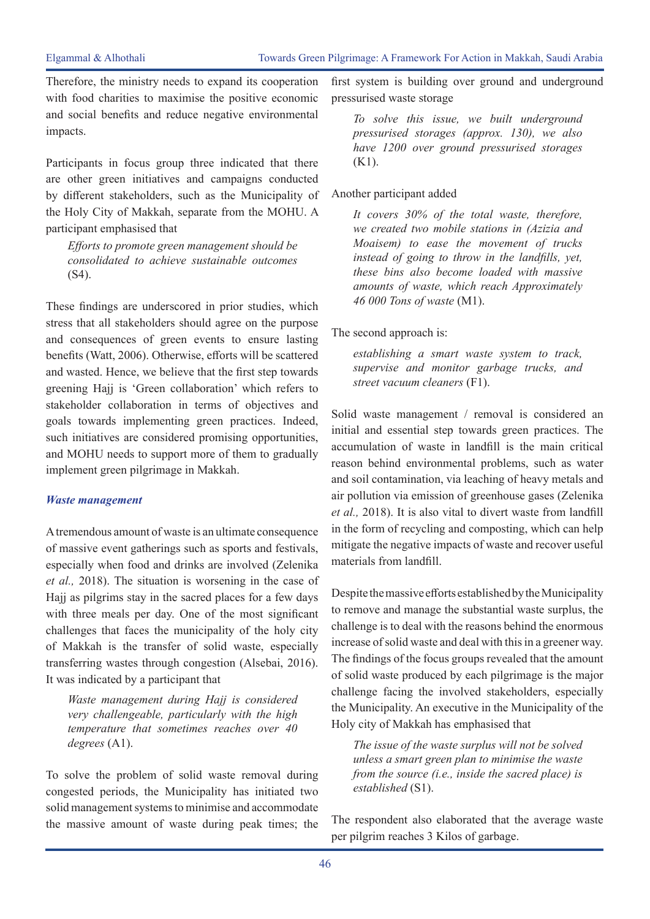Therefore, the ministry needs to expand its cooperation with food charities to maximise the positive economic and social benefits and reduce negative environmental impacts.

Participants in focus group three indicated that there are other green initiatives and campaigns conducted by different stakeholders, such as the Municipality of the Holy City of Makkah, separate from the MOHU. A participant emphasised that

> *Efforts to promote green management should be consolidated to achieve sustainable outcomes* (S4).

These findings are underscored in prior studies, which stress that all stakeholders should agree on the purpose and consequences of green events to ensure lasting benefits (Watt, 2006). Otherwise, efforts will be scattered and wasted. Hence, we believe that the first step towards greening Hajj is 'Green collaboration' which refers to stakeholder collaboration in terms of objectives and goals towards implementing green practices. Indeed, such initiatives are considered promising opportunities, and MOHU needs to support more of them to gradually implement green pilgrimage in Makkah.

### *Waste management*

A tremendous amount of waste is an ultimate consequence of massive event gatherings such as sports and festivals, especially when food and drinks are involved (Zelenika *et al.,* 2018). The situation is worsening in the case of Hajj as pilgrims stay in the sacred places for a few days with three meals per day. One of the most significant challenges that faces the municipality of the holy city of Makkah is the transfer of solid waste, especially transferring wastes through congestion (Alsebai, 2016). It was indicated by a participant that

> *Waste management during Hajj is considered very challengeable, particularly with the high temperature that sometimes reaches over 40 degrees* (A1).

To solve the problem of solid waste removal during congested periods, the Municipality has initiated two solid management systems to minimise and accommodate the massive amount of waste during peak times; the first system is building over ground and underground pressurised waste storage

> *To solve this issue, we built underground pressurised storages (approx. 130), we also have 1200 over ground pressurised storages* (K1).

Another participant added

> *It covers 30% of the total waste, therefore, we created two mobile stations in (Azizia and Moaisem) to ease the movement of trucks instead of going to throw in the landfills, yet, these bins also become loaded with massive amounts of waste, which reach Approximately 46 000 Tons of waste* (M1).

The second approach is:

> *establishing a smart waste system to track, supervise and monitor garbage trucks, and street vacuum cleaners* (F1).

Solid waste management / removal is considered an initial and essential step towards green practices. The accumulation of waste in landfill is the main critical reason behind environmental problems, such as water and soil contamination, via leaching of heavy metals and air pollution via emission of greenhouse gases (Zelenika *et al.,* 2018). It is also vital to divert waste from landfill in the form of recycling and composting, which can help mitigate the negative impacts of waste and recover useful materials from landfill.

Despite the massive efforts established by the Municipality to remove and manage the substantial waste surplus, the challenge is to deal with the reasons behind the enormous increase of solid waste and deal with this in a greener way. The findings of the focus groups revealed that the amount of solid waste produced by each pilgrimage is the major challenge facing the involved stakeholders, especially the Municipality. An executive in the Municipality of the Holy city of Makkah has emphasised that

> *The issue of the waste surplus will not be solved unless a smart green plan to minimise the waste from the source (i.e., inside the sacred place) is established* (S1).

The respondent also elaborated that the average waste per pilgrim reaches 3 Kilos of garbage.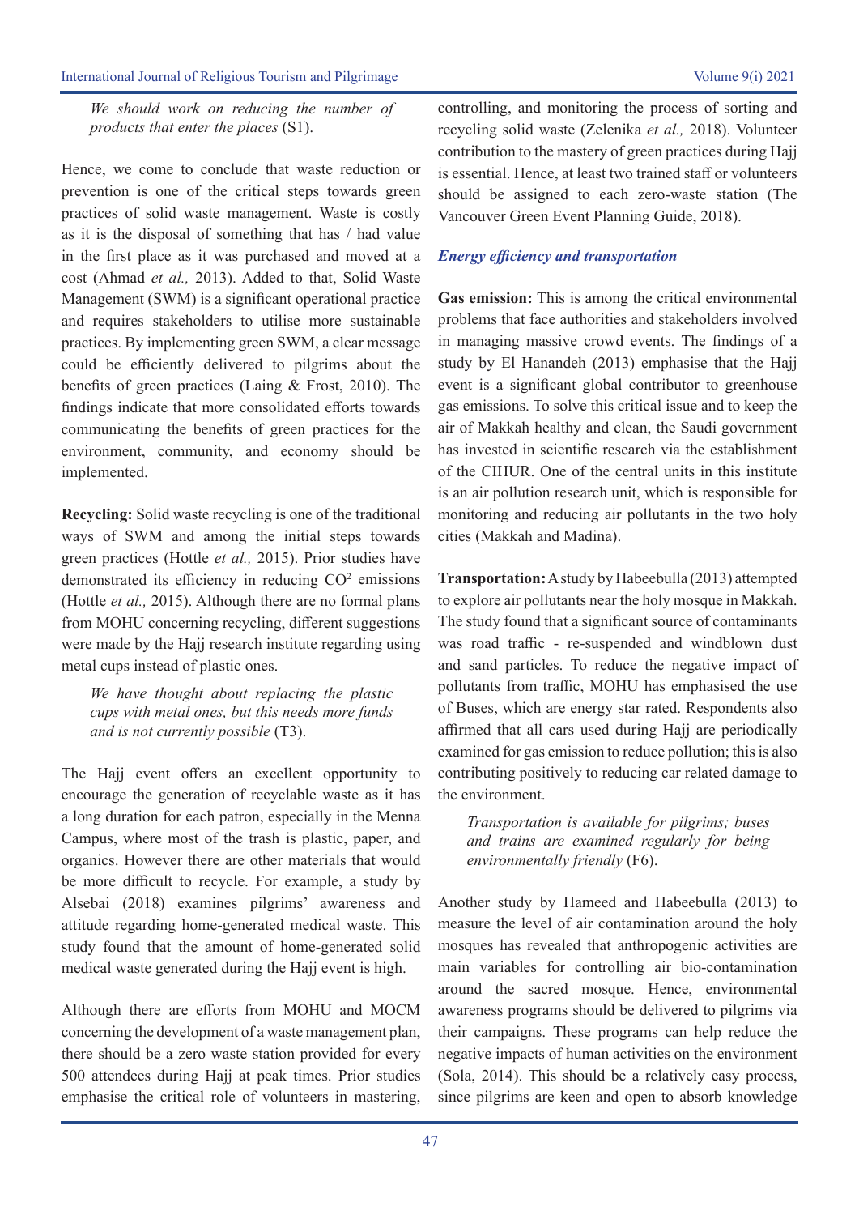> *We should work on reducing the number of products that enter the places* (S1).

Hence, we come to conclude that waste reduction or prevention is one of the critical steps towards green practices of solid waste management. Waste is costly as it is the disposal of something that has / had value in the first place as it was purchased and moved at a cost (Ahmad *et al.,* 2013). Added to that, Solid Waste Management (SWM) is a significant operational practice and requires stakeholders to utilise more sustainable practices. By implementing green SWM, a clear message could be efficiently delivered to pilgrims about the benefits of green practices (Laing & Frost, 2010). The findings indicate that more consolidated efforts towards communicating the benefits of green practices for the environment, community, and economy should be implemented.

**Recycling:** Solid waste recycling is one of the traditional ways of SWM and among the initial steps towards green practices (Hottle *et al.,* 2015). Prior studies have demonstrated its efficiency in reducing $CO^2$ emissions (Hottle *et al.,* 2015). Although there are no formal plans from MOHU concerning recycling, different suggestions were made by the Hajj research institute regarding using metal cups instead of plastic ones.

> *We have thought about replacing the plastic cups with metal ones, but this needs more funds and is not currently possible* (T3).

The Hajj event offers an excellent opportunity to encourage the generation of recyclable waste as it has a long duration for each patron, especially in the Menna Campus, where most of the trash is plastic, paper, and organics. However there are other materials that would be more difficult to recycle. For example, a study by Alsebai (2018) examines pilgrims' awareness and attitude regarding home-generated medical waste. This study found that the amount of home-generated solid medical waste generated during the Hajj event is high.

Although there are efforts from MOHU and MOCM concerning the development of a waste management plan, there should be a zero waste station provided for every 500 attendees during Hajj at peak times. Prior studies emphasise the critical role of volunteers in mastering, controlling, and monitoring the process of sorting and recycling solid waste (Zelenika *et al.,* 2018). Volunteer contribution to the mastery of green practices during Hajj is essential. Hence, at least two trained staff or volunteers should be assigned to each zero-waste station (The Vancouver Green Event Planning Guide, 2018).

### *Energy efficiency and transportation*

**Gas emission:** This is among the critical environmental problems that face authorities and stakeholders involved in managing massive crowd events. The findings of a study by El Hanandeh (2013) emphasise that the Hajj event is a significant global contributor to greenhouse gas emissions. To solve this critical issue and to keep the air of Makkah healthy and clean, the Saudi government has invested in scientific research via the establishment of the CIHUR. One of the central units in this institute is an air pollution research unit, which is responsible for monitoring and reducing air pollutants in the two holy cities (Makkah and Madina).

**Transportation:** A study by Habeebulla (2013) attempted to explore air pollutants near the holy mosque in Makkah. The study found that a significant source of contaminants was road traffic - re-suspended and windblown dust and sand particles. To reduce the negative impact of pollutants from traffic, MOHU has emphasised the use of Buses, which are energy star rated. Respondents also affirmed that all cars used during Hajj are periodically examined for gas emission to reduce pollution; this is also contributing positively to reducing car related damage to the environment.

> *Transportation is available for pilgrims; buses and trains are examined regularly for being environmentally friendly* (F6).

Another study by Hameed and Habeebulla (2013) to measure the level of air contamination around the holy mosques has revealed that anthropogenic activities are main variables for controlling air bio-contamination around the sacred mosque. Hence, environmental awareness programs should be delivered to pilgrims via their campaigns. These programs can help reduce the negative impacts of human activities on the environment (Sola, 2014). This should be a relatively easy process, since pilgrims are keen and open to absorb knowledge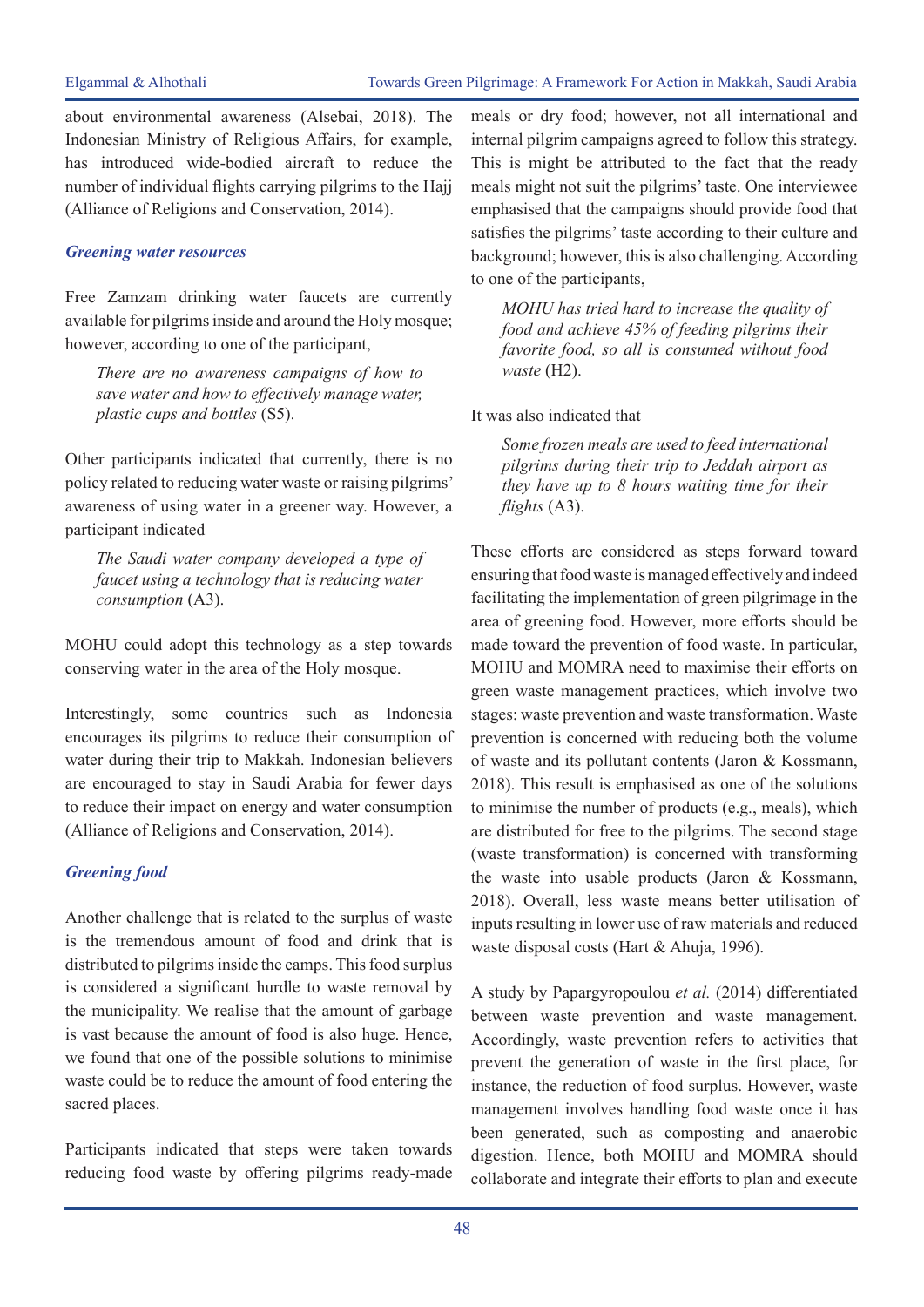about environmental awareness (Alsebai, 2018). The Indonesian Ministry of Religious Affairs, for example, has introduced wide-bodied aircraft to reduce the number of individual flights carrying pilgrims to the Hajj (Alliance of Religions and Conservation, 2014).

### *Greening water resources*

Free Zamzam drinking water faucets are currently available for pilgrims inside and around the Holy mosque; however, according to one of the participant,

> *There are no awareness campaigns of how to save water and how to effectively manage water, plastic cups and bottles* (S5).

Other participants indicated that currently, there is no policy related to reducing water waste or raising pilgrims' awareness of using water in a greener way. However, a participant indicated

> *The Saudi water company developed a type of faucet using a technology that is reducing water consumption* (A3).

MOHU could adopt this technology as a step towards conserving water in the area of the Holy mosque.

Interestingly, some countries such as Indonesia encourages its pilgrims to reduce their consumption of water during their trip to Makkah. Indonesian believers are encouraged to stay in Saudi Arabia for fewer days to reduce their impact on energy and water consumption (Alliance of Religions and Conservation, 2014).

### *Greening food*

Another challenge that is related to the surplus of waste is the tremendous amount of food and drink that is distributed to pilgrims inside the camps. This food surplus is considered a significant hurdle to waste removal by the municipality. We realise that the amount of garbage is vast because the amount of food is also huge. Hence, we found that one of the possible solutions to minimise waste could be to reduce the amount of food entering the sacred places.

Participants indicated that steps were taken towards reducing food waste by offering pilgrims ready-made meals or dry food; however, not all international and internal pilgrim campaigns agreed to follow this strategy. This is might be attributed to the fact that the ready meals might not suit the pilgrims' taste. One interviewee emphasised that the campaigns should provide food that satisfies the pilgrims' taste according to their culture and background; however, this is also challenging. According to one of the participants,

> *MOHU has tried hard to increase the quality of food and achieve 45% of feeding pilgrims their favorite food, so all is consumed without food waste* (H2).

It was also indicated that

> *Some frozen meals are used to feed international pilgrims during their trip to Jeddah airport as they have up to 8 hours waiting time for their flights* (A3).

These efforts are considered as steps forward toward ensuring that food waste is managed effectively and indeed facilitating the implementation of green pilgrimage in the area of greening food. However, more efforts should be made toward the prevention of food waste. In particular, MOHU and MOMRA need to maximise their efforts on green waste management practices, which involve two stages: waste prevention and waste transformation. Waste prevention is concerned with reducing both the volume of waste and its pollutant contents (Jaron & Kossmann, 2018). This result is emphasised as one of the solutions to minimise the number of products (e.g., meals), which are distributed for free to the pilgrims. The second stage (waste transformation) is concerned with transforming the waste into usable products (Jaron & Kossmann, 2018). Overall, less waste means better utilisation of inputs resulting in lower use of raw materials and reduced waste disposal costs (Hart & Ahuja, 1996).

A study by Papargyropoulou *et al.* (2014) differentiated between waste prevention and waste management. Accordingly, waste prevention refers to activities that prevent the generation of waste in the first place, for instance, the reduction of food surplus. However, waste management involves handling food waste once it has been generated, such as composting and anaerobic digestion. Hence, both MOHU and MOMRA should collaborate and integrate their efforts to plan and execute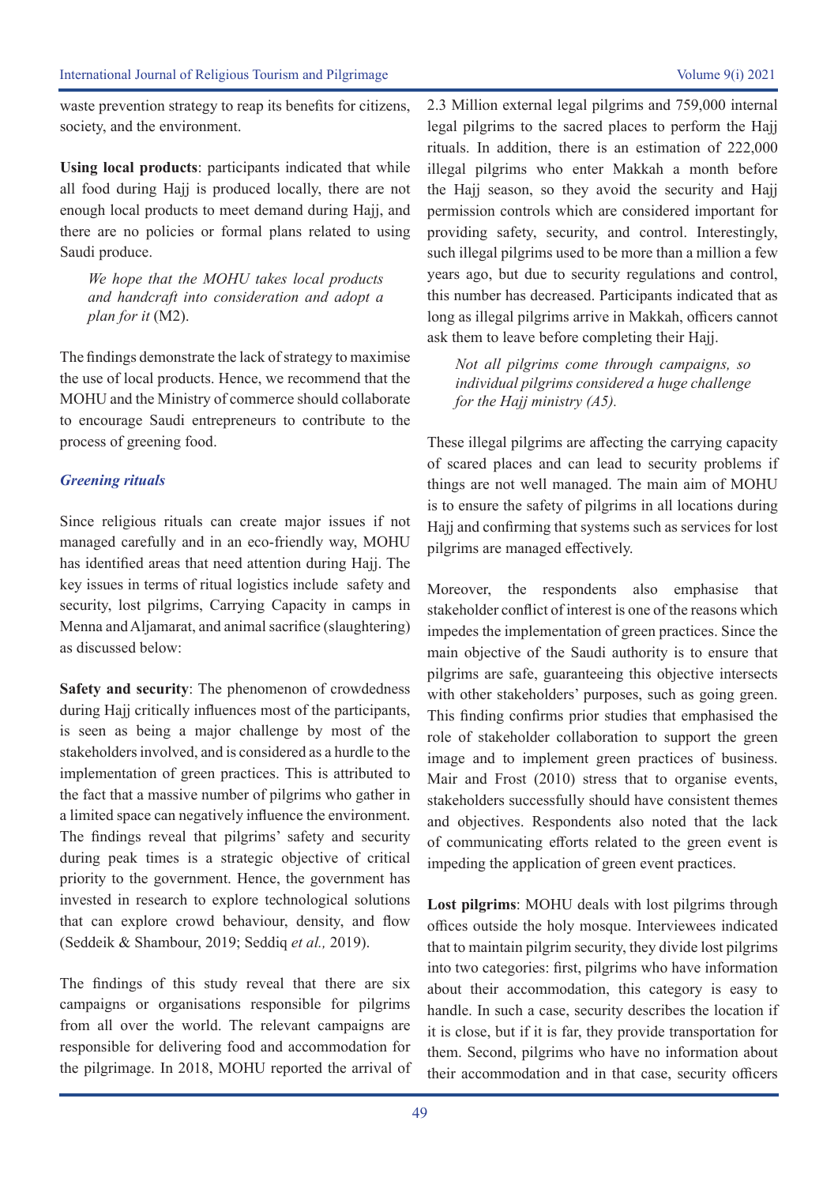waste prevention strategy to reap its benefits for citizens, society, and the environment.

**Using local products**: participants indicated that while all food during Hajj is produced locally, there are not enough local products to meet demand during Hajj, and there are no policies or formal plans related to using Saudi produce.

> *We hope that the MOHU takes local products and handcraft into consideration and adopt a plan for it* (M2).

The findings demonstrate the lack of strategy to maximise the use of local products. Hence, we recommend that the MOHU and the Ministry of commerce should collaborate to encourage Saudi entrepreneurs to contribute to the process of greening food.

### *Greening rituals*

Since religious rituals can create major issues if not managed carefully and in an eco-friendly way, MOHU has identified areas that need attention during Hajj. The key issues in terms of ritual logistics include safety and security, lost pilgrims, Carrying Capacity in camps in Menna and Aljamarat, and animal sacrifice (slaughtering) as discussed below:

**Safety and security**: The phenomenon of crowdedness during Hajj critically influences most of the participants, is seen as being a major challenge by most of the stakeholders involved, and is considered as a hurdle to the implementation of green practices. This is attributed to the fact that a massive number of pilgrims who gather in a limited space can negatively influence the environment. The findings reveal that pilgrims' safety and security during peak times is a strategic objective of critical priority to the government. Hence, the government has invested in research to explore technological solutions that can explore crowd behaviour, density, and flow (Seddeik & Shambour, 2019; Seddiq *et al.,* 2019).

The findings of this study reveal that there are six campaigns or organisations responsible for pilgrims from all over the world. The relevant campaigns are responsible for delivering food and accommodation for the pilgrimage. In 2018, MOHU reported the arrival of 2.3 Million external legal pilgrims and 759,000 internal legal pilgrims to the sacred places to perform the Hajj rituals. In addition, there is an estimation of 222,000 illegal pilgrims who enter Makkah a month before the Hajj season, so they avoid the security and Hajj permission controls which are considered important for providing safety, security, and control. Interestingly, such illegal pilgrims used to be more than a million a few years ago, but due to security regulations and control, this number has decreased. Participants indicated that as long as illegal pilgrims arrive in Makkah, officers cannot ask them to leave before completing their Hajj.

> *Not all pilgrims come through campaigns, so individual pilgrims considered a huge challenge for the Hajj ministry (A5).*

These illegal pilgrims are affecting the carrying capacity of scared places and can lead to security problems if things are not well managed. The main aim of MOHU is to ensure the safety of pilgrims in all locations during Hajj and confirming that systems such as services for lost pilgrims are managed effectively.

Moreover, the respondents also emphasise that stakeholder conflict of interest is one of the reasons which impedes the implementation of green practices. Since the main objective of the Saudi authority is to ensure that pilgrims are safe, guaranteeing this objective intersects with other stakeholders' purposes, such as going green. This finding confirms prior studies that emphasised the role of stakeholder collaboration to support the green image and to implement green practices of business. Mair and Frost (2010) stress that to organise events, stakeholders successfully should have consistent themes and objectives. Respondents also noted that the lack of communicating efforts related to the green event is impeding the application of green event practices.

**Lost pilgrims**: MOHU deals with lost pilgrims through offices outside the holy mosque. Interviewees indicated that to maintain pilgrim security, they divide lost pilgrims into two categories: first, pilgrims who have information about their accommodation, this category is easy to handle. In such a case, security describes the location if it is close, but if it is far, they provide transportation for them. Second, pilgrims who have no information about their accommodation and in that case, security officers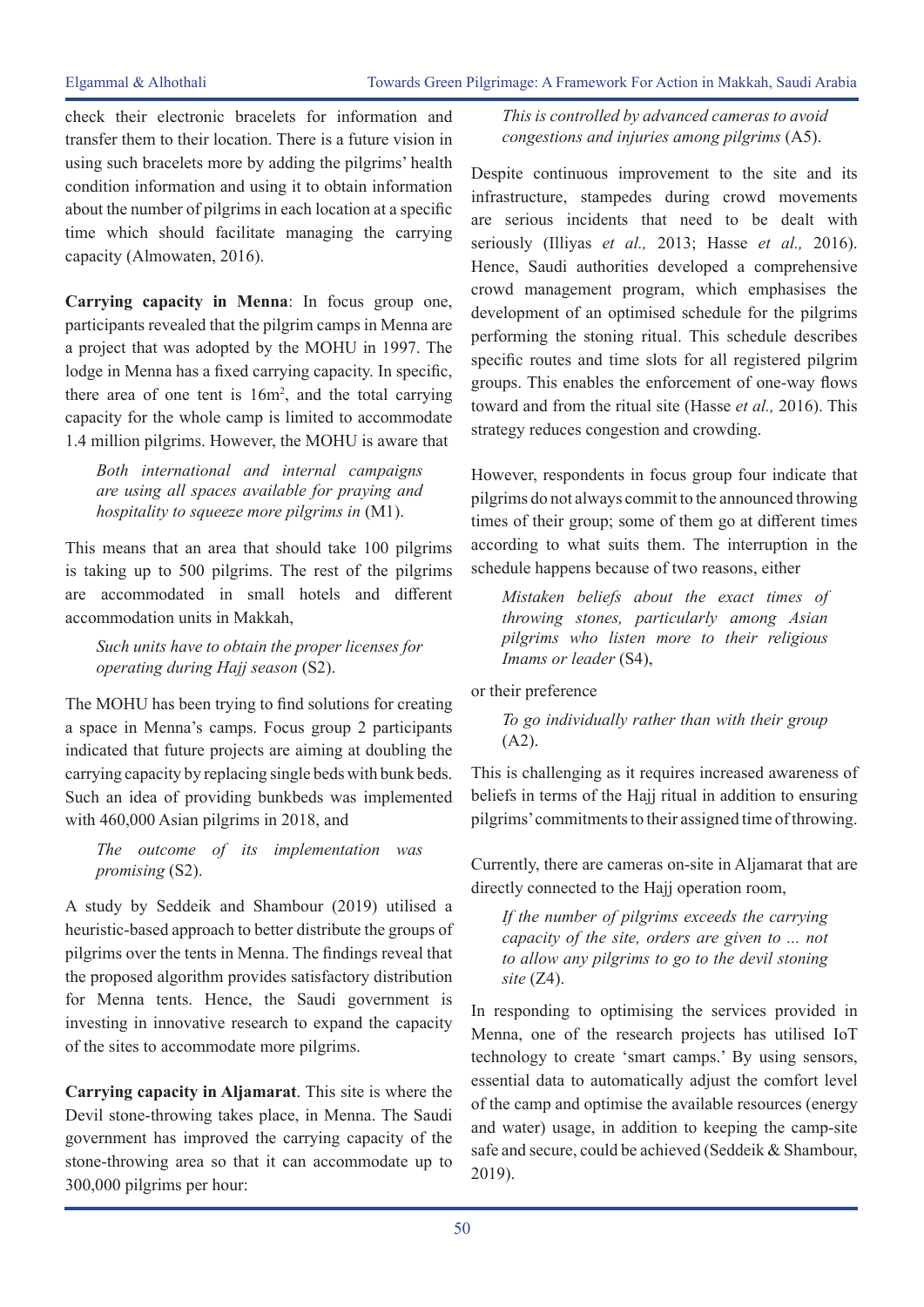check their electronic bracelets for information and transfer them to their location. There is a future vision in using such bracelets more by adding the pilgrims' health condition information and using it to obtain information about the number of pilgrims in each location at a specific time which should facilitate managing the carrying capacity (Almowaten, 2016).

**Carrying capacity in Menna**: In focus group one, participants revealed that the pilgrim camps in Menna are a project that was adopted by the MOHU in 1997. The lodge in Menna has a fixed carrying capacity. In specific, there area of one tent is 16m$^2$, and the total carrying capacity for the whole camp is limited to accommodate 1.4 million pilgrims. However, the MOHU is aware that

> *Both international and internal campaigns are using all spaces available for praying and hospitality to squeeze more pilgrims in* (M1).

This means that an area that should take 100 pilgrims is taking up to 500 pilgrims. The rest of the pilgrims are accommodated in small hotels and different accommodation units in Makkah,

> *Such units have to obtain the proper licenses for operating during Hajj season* (S2).

The MOHU has been trying to find solutions for creating a space in Menna's camps. Focus group 2 participants indicated that future projects are aiming at doubling the carrying capacity by replacing single beds with bunk beds. Such an idea of providing bunkbeds was implemented with 460,000 Asian pilgrims in 2018, and

> *The outcome of its implementation was promising* (S2).

A study by Seddeik and Shambour (2019) utilised a heuristic-based approach to better distribute the groups of pilgrims over the tents in Menna. The findings reveal that the proposed algorithm provides satisfactory distribution for Menna tents. Hence, the Saudi government is investing in innovative research to expand the capacity of the sites to accommodate more pilgrims.

**Carrying capacity in Aljamarat**. This site is where the Devil stone-throwing takes place, in Menna. The Saudi government has improved the carrying capacity of the stone-throwing area so that it can accommodate up to 300,000 pilgrims per hour:

> *This is controlled by advanced cameras to avoid congestions and injuries among pilgrims* (A5).

Despite continuous improvement to the site and its infrastructure, stampedes during crowd movements are serious incidents that need to be dealt with seriously (Illiyas *et al.,* 2013; Hasse *et al.,* 2016). Hence, Saudi authorities developed a comprehensive crowd management program, which emphasises the development of an optimised schedule for the pilgrims performing the stoning ritual. This schedule describes specific routes and time slots for all registered pilgrim groups. This enables the enforcement of one-way flows toward and from the ritual site (Hasse *et al.,* 2016). This strategy reduces congestion and crowding.

However, respondents in focus group four indicate that pilgrims do not always commit to the announced throwing times of their group; some of them go at different times according to what suits them. The interruption in the schedule happens because of two reasons, either

> *Mistaken beliefs about the exact times of throwing stones, particularly among Asian pilgrims who listen more to their religious Imams or leader* (S4),

or their preference

> *To go individually rather than with their group* (A2).

This is challenging as it requires increased awareness of beliefs in terms of the Hajj ritual in addition to ensuring pilgrims' commitments to their assigned time of throwing.

Currently, there are cameras on-site in Aljamarat that are directly connected to the Hajj operation room,

> *If the number of pilgrims exceeds the carrying capacity of the site, orders are given to ... not to allow any pilgrims to go to the devil stoning site* (Z4).

In responding to optimising the services provided in Menna, one of the research projects has utilised IoT technology to create 'smart camps.' By using sensors, essential data to automatically adjust the comfort level of the camp and optimise the available resources (energy and water) usage, in addition to keeping the camp-site safe and secure, could be achieved (Seddeik & Shambour, 2019).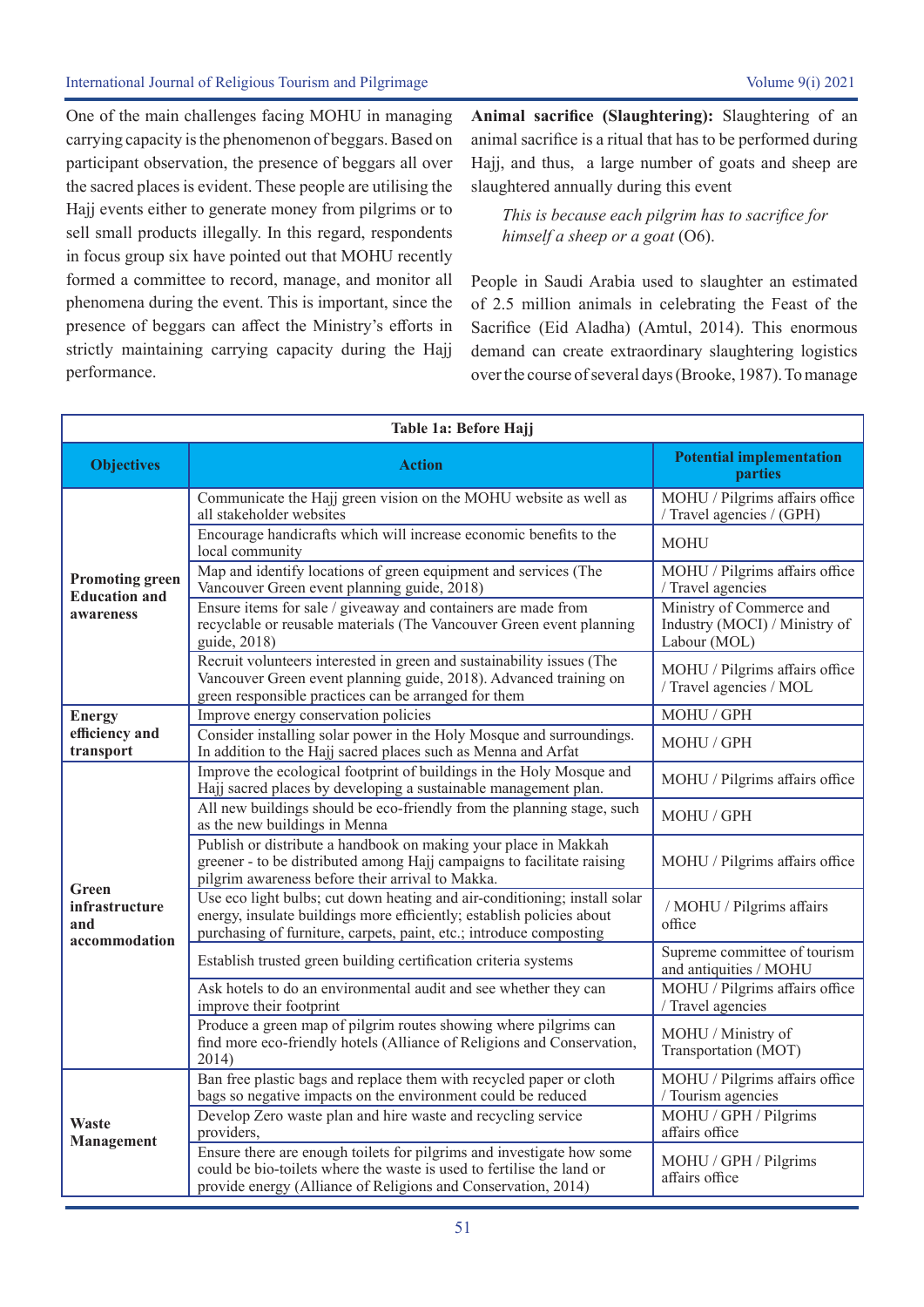One of the main challenges facing MOHU in managing carrying capacity is the phenomenon of beggars. Based on participant observation, the presence of beggars all over the sacred places is evident. These people are utilising the Hajj events either to generate money from pilgrims or to sell small products illegally. In this regard, respondents in focus group six have pointed out that MOHU recently formed a committee to record, manage, and monitor all phenomena during the event. This is important, since the presence of beggars can affect the Ministry's efforts in strictly maintaining carrying capacity during the Hajj performance.

**Animal sacrifice (Slaughtering):** Slaughtering of an animal sacrifice is a ritual that has to be performed during Hajj, and thus, a large number of goats and sheep are slaughtered annually during this event

> *This is because each pilgrim has to sacrifice for himself a sheep or a goat* (O6).

People in Saudi Arabia used to slaughter an estimated of 2.5 million animals in celebrating the Feast of the Sacrifice (Eid Aladha) (Amtul, 2014). This enormous demand can create extraordinary slaughtering logistics over the course of several days (Brooke, 1987). To manage

**Table 1a: Before Hajj**

| Objectives | Action | Potential implementation parties |
|---|---|---|
| **Promoting green Education and awareness** | Communicate the Hajj green vision on the MOHU website as well as all stakeholder websites | MOHU / Pilgrims affairs office / Travel agencies / (GPH) |
| | Encourage handicrafts which will increase economic benefits to the local community | MOHU |
| | Map and identify locations of green equipment and services (The Vancouver Green event planning guide, 2018) | MOHU / Pilgrims affairs office / Travel agencies |
| | Ensure items for sale / giveaway and containers are made from recyclable or reusable materials (The Vancouver Green event planning guide, 2018) | Ministry of Commerce and Industry (MOCI) / Ministry of Labour (MOL) |
| | Recruit volunteers interested in green and sustainability issues (The Vancouver Green event planning guide, 2018). Advanced training on green responsible practices can be arranged for them | MOHU / Pilgrims affairs office / Travel agencies / MOL |
| **Energy efficiency and transport** | Improve energy conservation policies | MOHU / GPH |
| | Consider installing solar power in the Holy Mosque and surroundings. In addition to the Hajj sacred places such as Menna and Arfat | MOHU / GPH |
| **Green infrastructure and accommodation** | Improve the ecological footprint of buildings in the Holy Mosque and Hajj sacred places by developing a sustainable management plan. | MOHU / Pilgrims affairs office |
| | All new buildings should be eco-friendly from the planning stage, such as the new buildings in Menna | MOHU / GPH |
| | Publish or distribute a handbook on making your place in Makkah greener - to be distributed among Hajj campaigns to facilitate raising pilgrim awareness before their arrival to Makka. | MOHU / Pilgrims affairs office |
| | Use eco light bulbs; cut down heating and air-conditioning; install solar energy, insulate buildings more efficiently; establish policies about purchasing of furniture, carpets, paint, etc.; introduce composting | / MOHU / Pilgrims affairs office |
| | Establish trusted green building certification criteria systems | Supreme committee of tourism and antiquities / MOHU |
| | Ask hotels to do an environmental audit and see whether they can improve their footprint | MOHU / Pilgrims affairs office / Travel agencies |
| | Produce a green map of pilgrim routes showing where pilgrims can find more eco-friendly hotels (Alliance of Religions and Conservation, 2014) | MOHU / Ministry of Transportation (MOT) |
| **Waste Management** | Ban free plastic bags and replace them with recycled paper or cloth bags so negative impacts on the environment could be reduced | MOHU / Pilgrims affairs office / Tourism agencies |
| | Develop Zero waste plan and hire waste and recycling service providers, | MOHU / GPH / Pilgrims affairs office |
| | Ensure there are enough toilets for pilgrims and investigate how some could be bio-toilets where the waste is used to fertilise the land or provide energy (Alliance of Religions and Conservation, 2014) | MOHU / GPH / Pilgrims affairs office |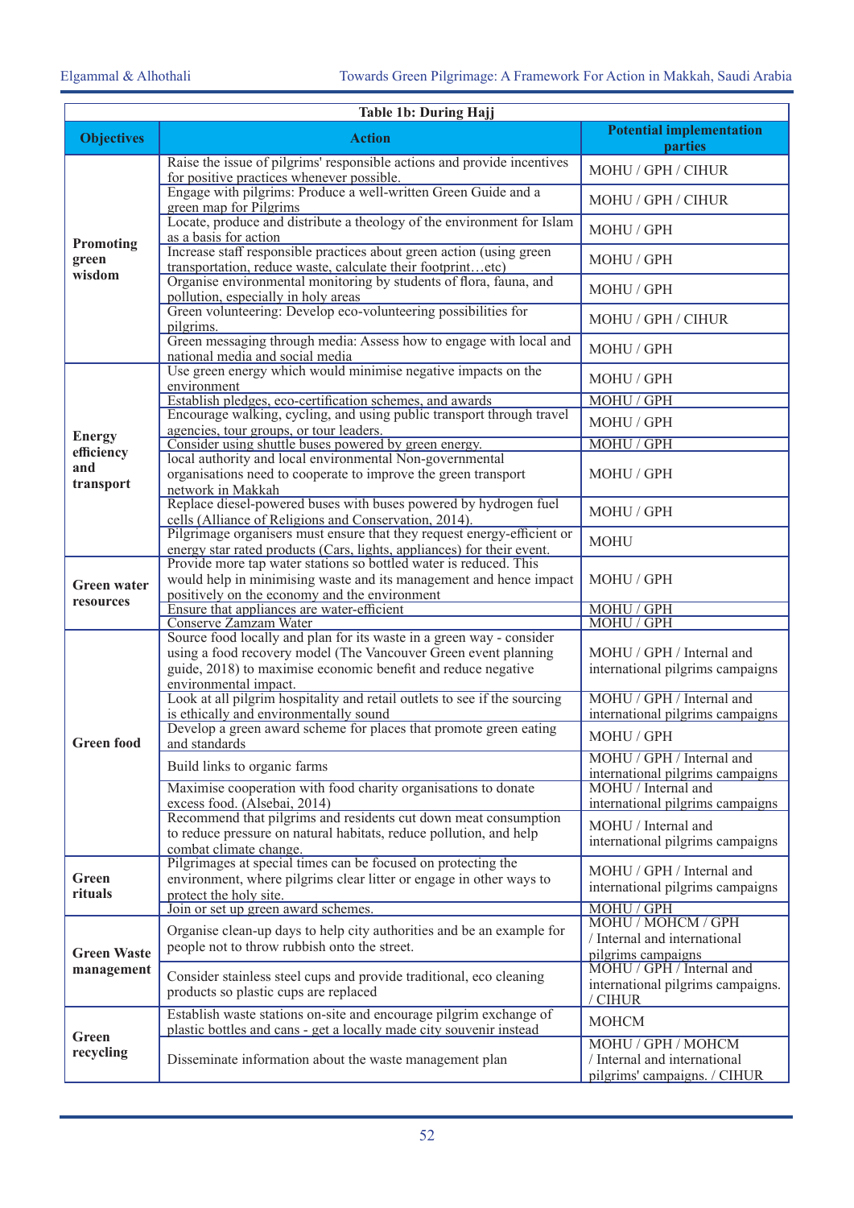**Table 1b: During Hajj**

| Objectives | Action | Potential implementation parties |
|---|---|---|
| Promoting green wisdom | Raise the issue of pilgrims' responsible actions and provide incentives for positive practices whenever possible. | MOHU / GPH / CIHUR |
| | Engage with pilgrims: Produce a well-written Green Guide and a green map for Pilgrims | MOHU / GPH / CIHUR |
| | Locate, produce and distribute a theology of the environment for Islam as a basis for action | MOHU / GPH |
| | Increase staff responsible practices about green action (using green transportation, reduce waste, calculate their footprint…etc) | MOHU / GPH |
| | Organise environmental monitoring by students of flora, fauna, and pollution, especially in holy areas | MOHU / GPH |
| | Green volunteering: Develop eco-volunteering possibilities for pilgrims. | MOHU / GPH / CIHUR |
| | Green messaging through media: Assess how to engage with local and national media and social media | MOHU / GPH |
| Energy efficiency and transport | Use green energy which would minimise negative impacts on the environment | MOHU / GPH |
| | Establish pledges, eco-certification schemes, and awards | MOHU / GPH |
| | Encourage walking, cycling, and using public transport through travel agencies, tour groups, or tour leaders. | MOHU / GPH |
| | Consider using shuttle buses powered by green energy. | MOHU / GPH |
| | local authority and local environmental Non-governmental organisations need to cooperate to improve the green transport network in Makkah | MOHU / GPH |
| | Replace diesel-powered buses with buses powered by hydrogen fuel cells (Alliance of Religions and Conservation, 2014). | MOHU / GPH |
| | Pilgrimage organisers must ensure that they request energy-efficient or energy star rated products (Cars, lights, appliances) for their event. | MOHU |
| Green water resources | Provide more tap water stations so bottled water is reduced. This would help in minimising waste and its management and hence impact positively on the economy and the environment | MOHU / GPH |
| | Ensure that appliances are water-efficient | MOHU / GPH |
| | Conserve Zamzam Water | MOHU / GPH |
| Green food | Source food locally and plan for its waste in a green way - consider using a food recovery model (The Vancouver Green event planning guide, 2018) to maximise economic benefit and reduce negative environmental impact. | MOHU / GPH / Internal and international pilgrims campaigns |
| | Look at all pilgrim hospitality and retail outlets to see if the sourcing is ethically and environmentally sound | MOHU / GPH / Internal and international pilgrims campaigns |
| | Develop a green award scheme for places that promote green eating and standards | MOHU / GPH |
| | Build links to organic farms | MOHU / GPH / Internal and international pilgrims campaigns |
| | Maximise cooperation with food charity organisations to donate excess food. (Alsebai, 2014) | MOHU / Internal and international pilgrims campaigns |
| | Recommend that pilgrims and residents cut down meat consumption to reduce pressure on natural habitats, reduce pollution, and help combat climate change. | MOHU / Internal and international pilgrims campaigns |
| Green rituals | Pilgrimages at special times can be focused on protecting the environment, where pilgrims clear litter or engage in other ways to protect the holy site. | MOHU / GPH / Internal and international pilgrims campaigns |
| | Join or set up green award schemes. | MOHU / GPH |
| Green Waste management | Organise clean-up days to help city authorities and be an example for people not to throw rubbish onto the street. | MOHU / MOHCM / GPH / Internal and international pilgrims campaigns |
| | Consider stainless steel cups and provide traditional, eco cleaning products so plastic cups are replaced | MOHU / GPH / Internal and international pilgrims campaigns. / CIHUR |
| Green recycling | Establish waste stations on-site and encourage pilgrim exchange of plastic bottles and cans - get a locally made city souvenir instead | MOHCM |
| | Disseminate information about the waste management plan | MOHU / GPH / MOHCM / Internal and international pilgrims' campaigns. / CIHUR |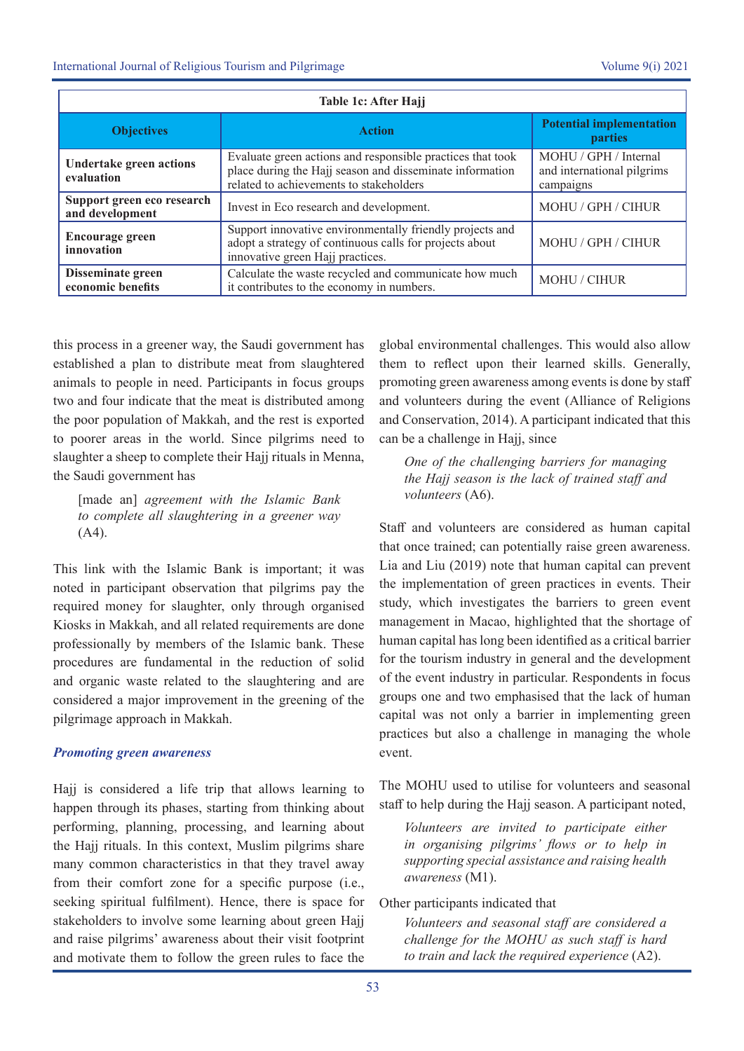**Table 1c: After Hajj**

| Objectives | Action | Potential implementation parties |
|---|---|---|
| **Undertake green actions evaluation** | Evaluate green actions and responsible practices that took place during the Hajj season and disseminate information related to achievements to stakeholders | MOHU / GPH / Internal and international pilgrims campaigns |
| **Support green eco research and development** | Invest in Eco research and development. | MOHU / GPH / CIHUR |
| **Encourage green innovation** | Support innovative environmentally friendly projects and adopt a strategy of continuous calls for projects about innovative green Hajj practices. | MOHU / GPH / CIHUR |
| **Disseminate green economic benefits** | Calculate the waste recycled and communicate how much it contributes to the economy in numbers. | MOHU / CIHUR |

this process in a greener way, the Saudi government has established a plan to distribute meat from slaughtered animals to people in need. Participants in focus groups two and four indicate that the meat is distributed among the poor population of Makkah, and the rest is exported to poorer areas in the world. Since pilgrims need to slaughter a sheep to complete their Hajj rituals in Menna, the Saudi government has

> [made an] *agreement with the Islamic Bank to complete all slaughtering in a greener way* (A4).

This link with the Islamic Bank is important; it was noted in participant observation that pilgrims pay the required money for slaughter, only through organised Kiosks in Makkah, and all related requirements are done professionally by members of the Islamic bank. These procedures are fundamental in the reduction of solid and organic waste related to the slaughtering and are considered a major improvement in the greening of the pilgrimage approach in Makkah.

***Promoting green awareness***

Hajj is considered a life trip that allows learning to happen through its phases, starting from thinking about performing, planning, processing, and learning about the Hajj rituals. In this context, Muslim pilgrims share many common characteristics in that they travel away from their comfort zone for a specific purpose (i.e., seeking spiritual fulfilment). Hence, there is space for stakeholders to involve some learning about green Hajj and raise pilgrims' awareness about their visit footprint and motivate them to follow the green rules to face the global environmental challenges. This would also allow them to reflect upon their learned skills. Generally, promoting green awareness among events is done by staff and volunteers during the event (Alliance of Religions and Conservation, 2014). A participant indicated that this can be a challenge in Hajj, since

> *One of the challenging barriers for managing the Hajj season is the lack of trained staff and volunteers* (A6).

Staff and volunteers are considered as human capital that once trained; can potentially raise green awareness. Lia and Liu (2019) note that human capital can prevent the implementation of green practices in events. Their study, which investigates the barriers to green event management in Macao, highlighted that the shortage of human capital has long been identified as a critical barrier for the tourism industry in general and the development of the event industry in particular. Respondents in focus groups one and two emphasised that the lack of human capital was not only a barrier in implementing green practices but also a challenge in managing the whole event.

The MOHU used to utilise for volunteers and seasonal staff to help during the Hajj season. A participant noted,

> *Volunteers are invited to participate either in organising pilgrims' flows or to help in supporting special assistance and raising health awareness* (M1).

Other participants indicated that

> *Volunteers and seasonal staff are considered a challenge for the MOHU as such staff is hard to train and lack the required experience* (A2).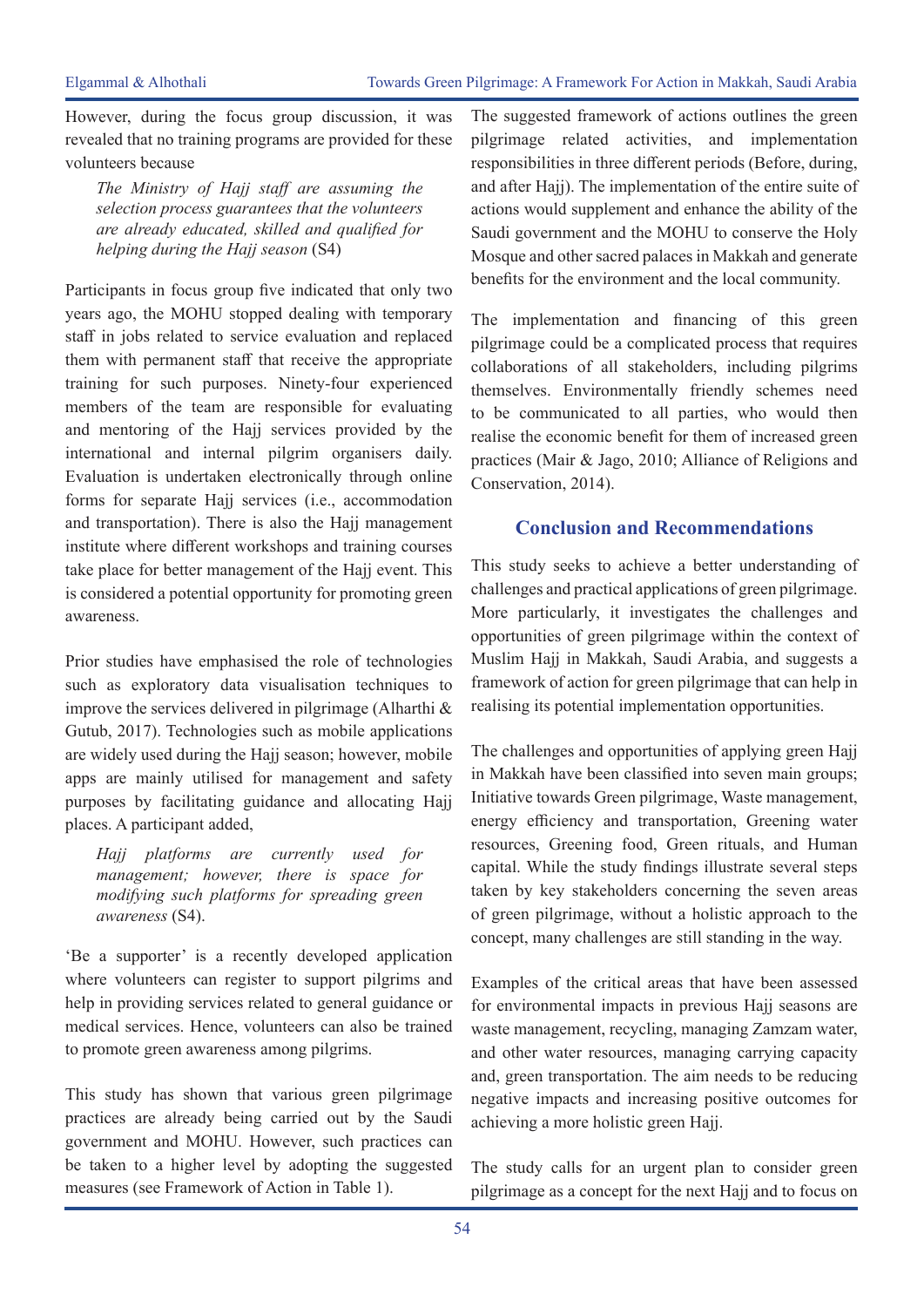However, during the focus group discussion, it was revealed that no training programs are provided for these volunteers because

> *The Ministry of Hajj staff are assuming the selection process guarantees that the volunteers are already educated, skilled and qualified for helping during the Hajj season* (S4)

Participants in focus group five indicated that only two years ago, the MOHU stopped dealing with temporary staff in jobs related to service evaluation and replaced them with permanent staff that receive the appropriate training for such purposes. Ninety-four experienced members of the team are responsible for evaluating and mentoring of the Hajj services provided by the international and internal pilgrim organisers daily. Evaluation is undertaken electronically through online forms for separate Hajj services (i.e., accommodation and transportation). There is also the Hajj management institute where different workshops and training courses take place for better management of the Hajj event. This is considered a potential opportunity for promoting green awareness.

Prior studies have emphasised the role of technologies such as exploratory data visualisation techniques to improve the services delivered in pilgrimage (Alharthi & Gutub, 2017). Technologies such as mobile applications are widely used during the Hajj season; however, mobile apps are mainly utilised for management and safety purposes by facilitating guidance and allocating Hajj places. A participant added,

> *Hajj platforms are currently used for management; however, there is space for modifying such platforms for spreading green awareness* (S4).

'Be a supporter' is a recently developed application where volunteers can register to support pilgrims and help in providing services related to general guidance or medical services. Hence, volunteers can also be trained to promote green awareness among pilgrims.

This study has shown that various green pilgrimage practices are already being carried out by the Saudi government and MOHU. However, such practices can be taken to a higher level by adopting the suggested measures (see Framework of Action in Table 1).

The suggested framework of actions outlines the green pilgrimage related activities, and implementation responsibilities in three different periods (Before, during, and after Hajj). The implementation of the entire suite of actions would supplement and enhance the ability of the Saudi government and the MOHU to conserve the Holy Mosque and other sacred palaces in Makkah and generate benefits for the environment and the local community.

The implementation and financing of this green pilgrimage could be a complicated process that requires collaborations of all stakeholders, including pilgrims themselves. Environmentally friendly schemes need to be communicated to all parties, who would then realise the economic benefit for them of increased green practices (Mair & Jago, 2010; Alliance of Religions and Conservation, 2014).

## Conclusion and Recommendations

This study seeks to achieve a better understanding of challenges and practical applications of green pilgrimage. More particularly, it investigates the challenges and opportunities of green pilgrimage within the context of Muslim Hajj in Makkah, Saudi Arabia, and suggests a framework of action for green pilgrimage that can help in realising its potential implementation opportunities.

The challenges and opportunities of applying green Hajj in Makkah have been classified into seven main groups; Initiative towards Green pilgrimage, Waste management, energy efficiency and transportation, Greening water resources, Greening food, Green rituals, and Human capital. While the study findings illustrate several steps taken by key stakeholders concerning the seven areas of green pilgrimage, without a holistic approach to the concept, many challenges are still standing in the way.

Examples of the critical areas that have been assessed for environmental impacts in previous Hajj seasons are waste management, recycling, managing Zamzam water, and other water resources, managing carrying capacity and, green transportation. The aim needs to be reducing negative impacts and increasing positive outcomes for achieving a more holistic green Hajj.

The study calls for an urgent plan to consider green pilgrimage as a concept for the next Hajj and to focus on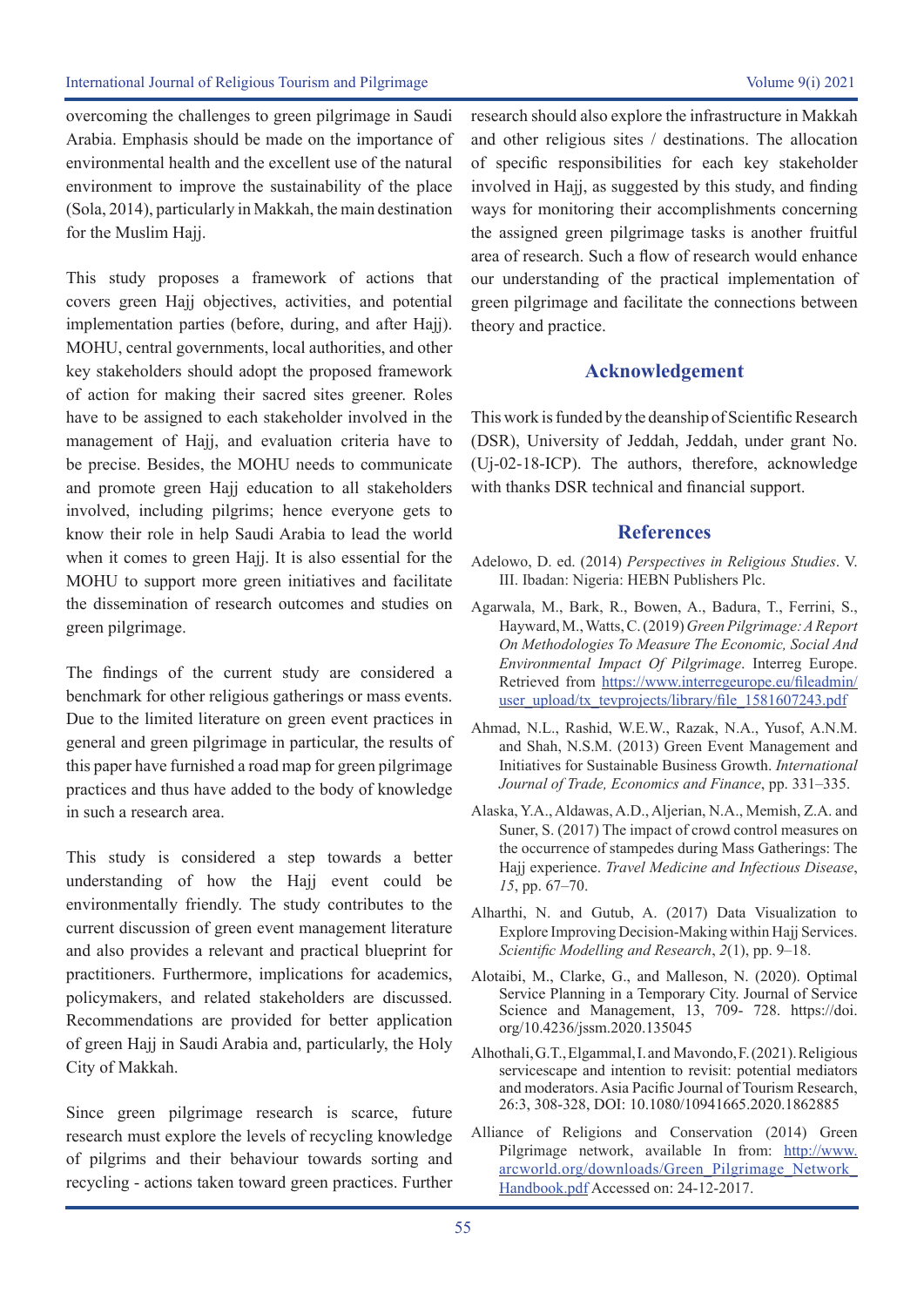overcoming the challenges to green pilgrimage in Saudi Arabia. Emphasis should be made on the importance of environmental health and the excellent use of the natural environment to improve the sustainability of the place (Sola, 2014), particularly in Makkah, the main destination for the Muslim Hajj.

This study proposes a framework of actions that covers green Hajj objectives, activities, and potential implementation parties (before, during, and after Hajj). MOHU, central governments, local authorities, and other key stakeholders should adopt the proposed framework of action for making their sacred sites greener. Roles have to be assigned to each stakeholder involved in the management of Hajj, and evaluation criteria have to be precise. Besides, the MOHU needs to communicate and promote green Hajj education to all stakeholders involved, including pilgrims; hence everyone gets to know their role in help Saudi Arabia to lead the world when it comes to green Hajj. It is also essential for the MOHU to support more green initiatives and facilitate the dissemination of research outcomes and studies on green pilgrimage.

The findings of the current study are considered a benchmark for other religious gatherings or mass events. Due to the limited literature on green event practices in general and green pilgrimage in particular, the results of this paper have furnished a road map for green pilgrimage practices and thus have added to the body of knowledge in such a research area.

This study is considered a step towards a better understanding of how the Hajj event could be environmentally friendly. The study contributes to the current discussion of green event management literature and also provides a relevant and practical blueprint for practitioners. Furthermore, implications for academics, policymakers, and related stakeholders are discussed. Recommendations are provided for better application of green Hajj in Saudi Arabia and, particularly, the Holy City of Makkah.

Since green pilgrimage research is scarce, future research must explore the levels of recycling knowledge of pilgrims and their behaviour towards sorting and recycling - actions taken toward green practices. Further research should also explore the infrastructure in Makkah and other religious sites / destinations. The allocation of specific responsibilities for each key stakeholder involved in Hajj, as suggested by this study, and finding ways for monitoring their accomplishments concerning the assigned green pilgrimage tasks is another fruitful area of research. Such a flow of research would enhance our understanding of the practical implementation of green pilgrimage and facilitate the connections between theory and practice.

## Acknowledgement

This work is funded by the deanship of Scientific Research (DSR), University of Jeddah, Jeddah, under grant No. (Uj-02-18-ICP). The authors, therefore, acknowledge with thanks DSR technical and financial support.

## References

Adelowo, D. ed. (2014) *Perspectives in Religious Studies*. V. III. Ibadan: Nigeria: HEBN Publishers Plc.

Agarwala, M., Bark, R., Bowen, A., Badura, T., Ferrini, S., Hayward, M., Watts, C. (2019) *Green Pilgrimage: A Report On Methodologies To Measure The Economic, Social And Environmental Impact Of Pilgrimage*. Interreg Europe. Retrieved from https://www.interregeurope.eu/fileadmin/user_upload/tx_tevprojects/library/file_1581607243.pdf

Ahmad, N.L., Rashid, W.E.W., Razak, N.A., Yusof, A.N.M. and Shah, N.S.M. (2013) Green Event Management and Initiatives for Sustainable Business Growth. *International Journal of Trade, Economics and Finance*, pp. 331–335.

Alaska, Y.A., Aldawas, A.D., Aljerian, N.A., Memish, Z.A. and Suner, S. (2017) The impact of crowd control measures on the occurrence of stampedes during Mass Gatherings: The Hajj experience. *Travel Medicine and Infectious Disease*, *15*, pp. 67–70.

Alharthi, N. and Gutub, A. (2017) Data Visualization to Explore Improving Decision-Making within Hajj Services. *Scientific Modelling and Research*, *2*(1), pp. 9–18.

Alotaibi, M., Clarke, G., and Malleson, N. (2020). Optimal Service Planning in a Temporary City. Journal of Service Science and Management, 13, 709- 728. https://doi.org/10.4236/jssm.2020.135045

Alhothali, G.T., Elgammal, I. and Mavondo, F. (2021). Religious servicescape and intention to revisit: potential mediators and moderators. Asia Pacific Journal of Tourism Research, 26:3, 308-328, DOI: 10.1080/10941665.2020.1862885

Alliance of Religions and Conservation (2014) Green Pilgrimage network, available In from: http://www.arcworld.org/downloads/Green_Pilgrimage_Network_Handbook.pdf Accessed on: 24-12-2017.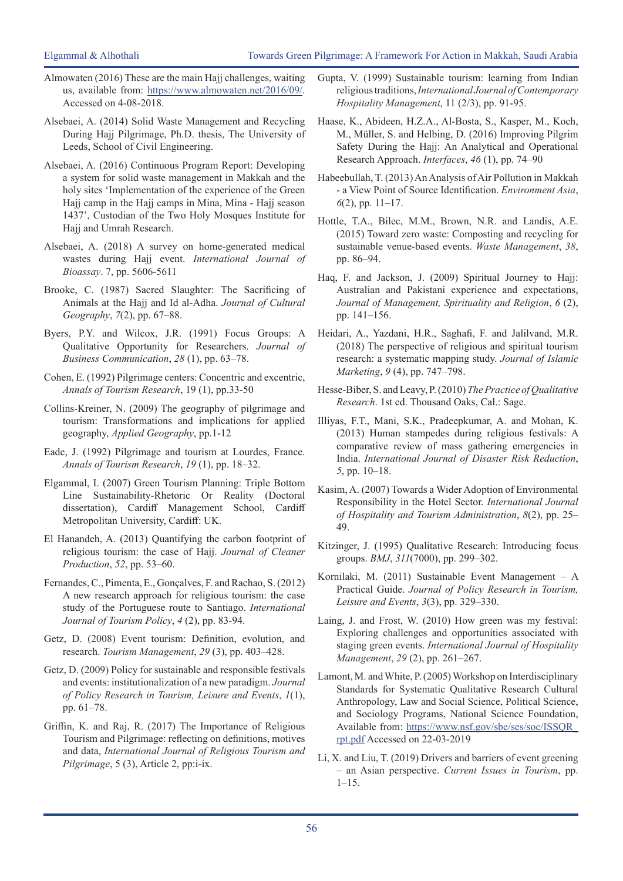Almowaten (2016) These are the main Hajj challenges, waiting us, available from: https://www.almowaten.net/2016/09/. Accessed on 4-08-2018.

Alsebaei, A. (2014) Solid Waste Management and Recycling During Hajj Pilgrimage, Ph.D. thesis, The University of Leeds, School of Civil Engineering.

Alsebaei, A. (2016) Continuous Program Report: Developing a system for solid waste management in Makkah and the holy sites 'Implementation of the experience of the Green Hajj camp in the Hajj camps in Mina, Mina - Hajj season 1437', Custodian of the Two Holy Mosques Institute for Hajj and Umrah Research.

Alsebaei, A. (2018) A survey on home-generated medical wastes during Hajj event. *International Journal of Bioassay*. 7, pp. 5606-5611

Brooke, C. (1987) Sacred Slaughter: The Sacrificing of Animals at the Hajj and Id al-Adha. *Journal of Cultural Geography*, *7*(2), pp. 67–88.

Byers, P.Y. and Wilcox, J.R. (1991) Focus Groups: A Qualitative Opportunity for Researchers. *Journal of Business Communication*, *28* (1), pp. 63–78.

Cohen, E. (1992) Pilgrimage centers: Concentric and excentric, *Annals of Tourism Research*, 19 (1), pp.33-50

Collins-Kreiner, N. (2009) The geography of pilgrimage and tourism: Transformations and implications for applied geography, *Applied Geography*, pp.1-12

Eade, J. (1992) Pilgrimage and tourism at Lourdes, France. *Annals of Tourism Research*, *19* (1), pp. 18–32.

Elgammal, I. (2007) Green Tourism Planning: Triple Bottom Line Sustainability-Rhetoric Or Reality (Doctoral dissertation), Cardiff Management School, Cardiff Metropolitan University, Cardiff: UK.

El Hanandeh, A. (2013) Quantifying the carbon footprint of religious tourism: the case of Hajj. *Journal of Cleaner Production*, *52*, pp. 53–60.

Fernandes, C., Pimenta, E., Gonçalves, F. and Rachao, S. (2012) A new research approach for religious tourism: the case study of the Portuguese route to Santiago. *International Journal of Tourism Policy*, *4* (2), pp. 83-94.

Getz, D. (2008) Event tourism: Definition, evolution, and research. *Tourism Management*, *29* (3), pp. 403–428.

Getz, D. (2009) Policy for sustainable and responsible festivals and events: institutionalization of a new paradigm. *Journal of Policy Research in Tourism, Leisure and Events*, *1*(1), pp. 61–78.

Griffin, K. and Raj, R. (2017) The Importance of Religious Tourism and Pilgrimage: reflecting on definitions, motives and data, *International Journal of Religious Tourism and Pilgrimage*, 5 (3), Article 2, pp:i-ix.

Gupta, V. (1999) Sustainable tourism: learning from Indian religious traditions, *International Journal of Contemporary Hospitality Management*, 11 (2/3), pp. 91-95.

Haase, K., Abideen, H.Z.A., Al-Bosta, S., Kasper, M., Koch, M., Müller, S. and Helbing, D. (2016) Improving Pilgrim Safety During the Hajj: An Analytical and Operational Research Approach. *Interfaces*, *46* (1), pp. 74–90

Habeebullah, T. (2013) An Analysis of Air Pollution in Makkah - a View Point of Source Identification. *Environment Asia*, *6*(2), pp. 11–17.

Hottle, T.A., Bilec, M.M., Brown, N.R. and Landis, A.E. (2015) Toward zero waste: Composting and recycling for sustainable venue-based events. *Waste Management*, *38*, pp. 86–94.

Haq, F. and Jackson, J. (2009) Spiritual Journey to Hajj: Australian and Pakistani experience and expectations, *Journal of Management, Spirituality and Religion*, *6* (2), pp. 141–156.

Heidari, A., Yazdani, H.R., Saghafi, F. and Jalilvand, M.R. (2018) The perspective of religious and spiritual tourism research: a systematic mapping study. *Journal of Islamic Marketing*, *9* (4), pp. 747–798.

Hesse-Biber, S. and Leavy, P. (2010) *The Practice of Qualitative Research*. 1st ed. Thousand Oaks, Cal.: Sage.

Illiyas, F.T., Mani, S.K., Pradeepkumar, A. and Mohan, K. (2013) Human stampedes during religious festivals: A comparative review of mass gathering emergencies in India. *International Journal of Disaster Risk Reduction*, *5*, pp. 10–18.

Kasim, A. (2007) Towards a Wider Adoption of Environmental Responsibility in the Hotel Sector. *International Journal of Hospitality and Tourism Administration*, *8*(2), pp. 25–49.

Kitzinger, J. (1995) Qualitative Research: Introducing focus groups. *BMJ*, *311*(7000), pp. 299–302.

Kornilaki, M. (2011) Sustainable Event Management – A Practical Guide. *Journal of Policy Research in Tourism, Leisure and Events*, *3*(3), pp. 329–330.

Laing, J. and Frost, W. (2010) How green was my festival: Exploring challenges and opportunities associated with staging green events. *International Journal of Hospitality Management*, *29* (2), pp. 261–267.

Lamont, M. and White, P. (2005) Workshop on Interdisciplinary Standards for Systematic Qualitative Research Cultural Anthropology, Law and Social Science, Political Science, and Sociology Programs, National Science Foundation, Available from: https://www.nsf.gov/sbe/ses/soc/ISSQR_rpt.pdf Accessed on 22-03-2019

Li, X. and Liu, T. (2019) Drivers and barriers of event greening – an Asian perspective. *Current Issues in Tourism*, pp. 1–15.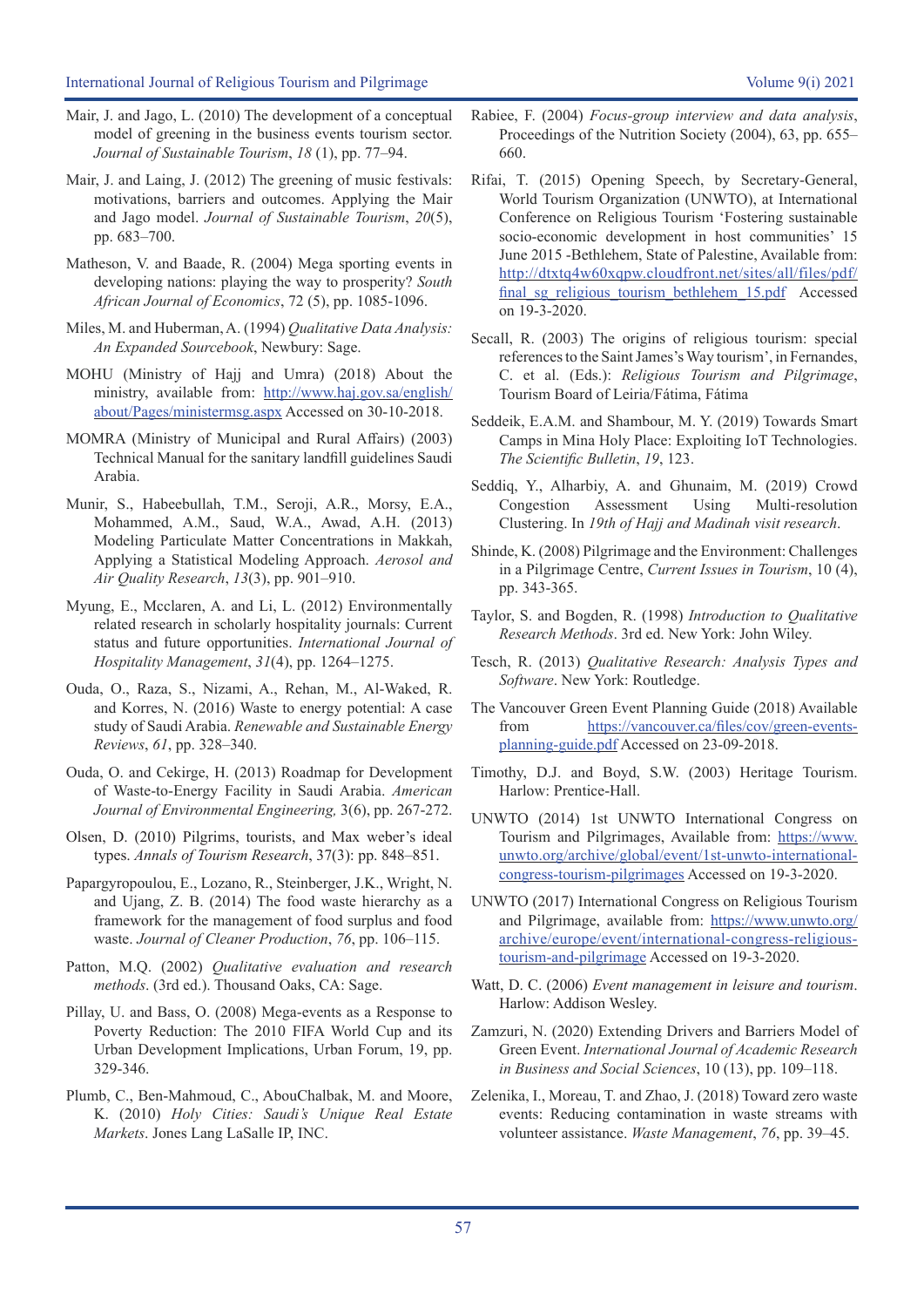Mair, J. and Jago, L. (2010) The development of a conceptual model of greening in the business events tourism sector. *Journal of Sustainable Tourism*, *18* (1), pp. 77–94.

Mair, J. and Laing, J. (2012) The greening of music festivals: motivations, barriers and outcomes. Applying the Mair and Jago model. *Journal of Sustainable Tourism*, *20*(5), pp. 683–700.

Matheson, V. and Baade, R. (2004) Mega sporting events in developing nations: playing the way to prosperity? *South African Journal of Economics*, 72 (5), pp. 1085-1096.

Miles, M. and Huberman, A. (1994) *Qualitative Data Analysis: An Expanded Sourcebook*, Newbury: Sage.

MOHU (Ministry of Hajj and Umra) (2018) About the ministry, available from: http://www.haj.gov.sa/english/about/Pages/ministermsg.aspx Accessed on 30-10-2018.

MOMRA (Ministry of Municipal and Rural Affairs) (2003) Technical Manual for the sanitary landfill guidelines Saudi Arabia.

Munir, S., Habeebullah, T.M., Seroji, A.R., Morsy, E.A., Mohammed, A.M., Saud, W.A., Awad, A.H. (2013) Modeling Particulate Matter Concentrations in Makkah, Applying a Statistical Modeling Approach. *Aerosol and Air Quality Research*, *13*(3), pp. 901–910.

Myung, E., Mcclaren, A. and Li, L. (2012) Environmentally related research in scholarly hospitality journals: Current status and future opportunities. *International Journal of Hospitality Management*, *31*(4), pp. 1264–1275.

Ouda, O., Raza, S., Nizami, A., Rehan, M., Al-Waked, R. and Korres, N. (2016) Waste to energy potential: A case study of Saudi Arabia. *Renewable and Sustainable Energy Reviews*, *61*, pp. 328–340.

Ouda, O. and Cekirge, H. (2013) Roadmap for Development of Waste-to-Energy Facility in Saudi Arabia. *American Journal of Environmental Engineering,* 3(6), pp. 267-272.

Olsen, D. (2010) Pilgrims, tourists, and Max weber's ideal types. *Annals of Tourism Research*, 37(3): pp. 848–851.

Papargyropoulou, E., Lozano, R., Steinberger, J.K., Wright, N. and Ujang, Z. B. (2014) The food waste hierarchy as a framework for the management of food surplus and food waste. *Journal of Cleaner Production*, *76*, pp. 106–115.

Patton, M.Q. (2002) *Qualitative evaluation and research methods*. (3rd ed.). Thousand Oaks, CA: Sage.

Pillay, U. and Bass, O. (2008) Mega-events as a Response to Poverty Reduction: The 2010 FIFA World Cup and its Urban Development Implications, Urban Forum, 19, pp. 329-346.

Plumb, C., Ben-Mahmoud, C., AbouChalbak, M. and Moore, K. (2010) *Holy Cities: Saudi's Unique Real Estate Markets*. Jones Lang LaSalle IP, INC.

Rabiee, F. (2004) *Focus-group interview and data analysis*, Proceedings of the Nutrition Society (2004), 63, pp. 655–660.

Rifai, T. (2015) Opening Speech, by Secretary-General, World Tourism Organization (UNWTO), at International Conference on Religious Tourism 'Fostering sustainable socio-economic development in host communities' 15 June 2015 -Bethlehem, State of Palestine, Available from: http://dtxtq4w60xqpw.cloudfront.net/sites/all/files/pdf/final_sg_religious_tourism_bethlehem_15.pdf Accessed on 19-3-2020.

Secall, R. (2003) The origins of religious tourism: special references to the Saint James's Way tourism', in Fernandes, C. et al. (Eds.): *Religious Tourism and Pilgrimage*, Tourism Board of Leiria/Fátima, Fátima

Seddeik, E.A.M. and Shambour, M. Y. (2019) Towards Smart Camps in Mina Holy Place: Exploiting IoT Technologies. *The Scientific Bulletin*, *19*, 123.

Seddiq, Y., Alharbiy, A. and Ghunaim, M. (2019) Crowd Congestion Assessment Using Multi-resolution Clustering. In *19th of Hajj and Madinah visit research*.

Shinde, K. (2008) Pilgrimage and the Environment: Challenges in a Pilgrimage Centre, *Current Issues in Tourism*, 10 (4), pp. 343-365.

Taylor, S. and Bogden, R. (1998) *Introduction to Qualitative Research Methods*. 3rd ed. New York: John Wiley.

Tesch, R. (2013) *Qualitative Research: Analysis Types and Software*. New York: Routledge.

The Vancouver Green Event Planning Guide (2018) Available from https://vancouver.ca/files/cov/green-events-planning-guide.pdf Accessed on 23-09-2018.

Timothy, D.J. and Boyd, S.W. (2003) Heritage Tourism. Harlow: Prentice-Hall.

UNWTO (2014) 1st UNWTO International Congress on Tourism and Pilgrimages, Available from: https://www.unwto.org/archive/global/event/1st-unwto-international-congress-tourism-pilgrimages Accessed on 19-3-2020.

UNWTO (2017) International Congress on Religious Tourism and Pilgrimage, available from: https://www.unwto.org/archive/europe/event/international-congress-religious-tourism-and-pilgrimage Accessed on 19-3-2020.

Watt, D. C. (2006) *Event management in leisure and tourism*. Harlow: Addison Wesley.

Zamzuri, N. (2020) Extending Drivers and Barriers Model of Green Event. *International Journal of Academic Research in Business and Social Sciences*, 10 (13), pp. 109–118.

Zelenika, I., Moreau, T. and Zhao, J. (2018) Toward zero waste events: Reducing contamination in waste streams with volunteer assistance. *Waste Management*, *76*, pp. 39–45.